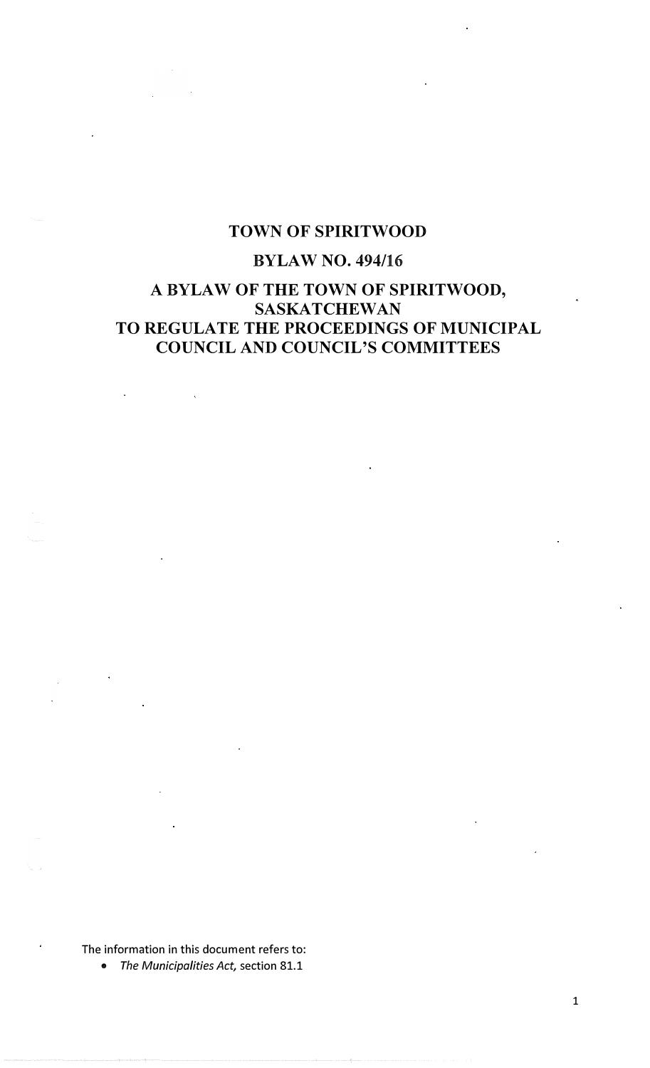# TOWN OF SPIRITWOOD

## BYLAW NO. 494/16

## A BYLAW OF THE TOWN OF SPIRITWOOD, SASKATCHEWAN TO REGULATE THE PROCEEDINGS OF MUNICIPAL COUNCIL AND COUNCIL'S COMMITTEES

The information in this document refers to:

- *The Municipalities Act,* section 81.1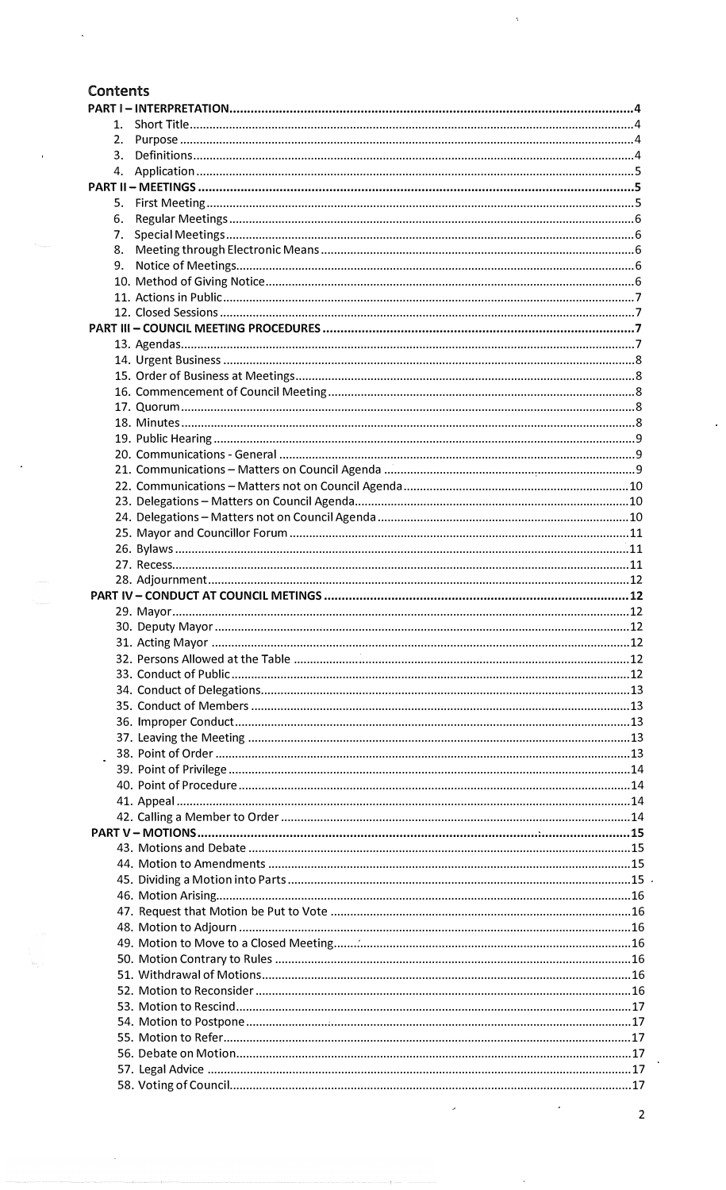## Contents

**PART I – INTERPRETATION** ..... 4

1. Short Title ..... 4
2. Purpose ..... 4
3. Definitions ..... 4
4. Application ..... 5

**PART II – MEETINGS** ..... 5

5. First Meeting ..... 5
6. Regular Meetings ..... 6
7. Special Meetings ..... 6
8. Meeting through Electronic Means ..... 6
9. Notice of Meetings ..... 6
10. Method of Giving Notice ..... 6
11. Actions in Public ..... 7
12. Closed Sessions ..... 7

**PART III – COUNCIL MEETING PROCEDURES** ..... 7

13. Agendas ..... 7
14. Urgent Business ..... 8
15. Order of Business at Meetings ..... 8
16. Commencement of Council Meeting ..... 8
17. Quorum ..... 8
18. Minutes ..... 8
19. Public Hearing ..... 9
20. Communications - General ..... 9
21. Communications – Matters on Council Agenda ..... 9
22. Communications – Matters not on Council Agenda ..... 10
23. Delegations – Matters on Council Agenda ..... 10
24. Delegations – Matters not on Council Agenda ..... 10
25. Mayor and Councillor Forum ..... 11
26. Bylaws ..... 11
27. Recess ..... 11
28. Adjournment ..... 12

**PART IV – CONDUCT AT COUNCIL METINGS** ..... 12

29. Mayor ..... 12
30. Deputy Mayor ..... 12
31. Acting Mayor ..... 12
32. Persons Allowed at the Table ..... 12
33. Conduct of Public ..... 12
34. Conduct of Delegations ..... 13
35. Conduct of Members ..... 13
36. Improper Conduct ..... 13
37. Leaving the Meeting ..... 13
38. Point of Order ..... 13
39. Point of Privilege ..... 14
40. Point of Procedure ..... 14
41. Appeal ..... 14
42. Calling a Member to Order ..... 14

**PART V – MOTIONS** ..... 15

43. Motions and Debate ..... 15
44. Motion to Amendments ..... 15
45. Dividing a Motion into Parts ..... 15
46. Motion Arising ..... 16
47. Request that Motion be Put to Vote ..... 16
48. Motion to Adjourn ..... 16
49. Motion to Move to a Closed Meeting ..... 16
50. Motion Contrary to Rules ..... 16
51. Withdrawal of Motions ..... 16
52. Motion to Reconsider ..... 16
53. Motion to Rescind ..... 17
54. Motion to Postpone ..... 17
55. Motion to Refer ..... 17
56. Debate on Motion ..... 17
57. Legal Advice ..... 17
58. Voting of Council ..... 17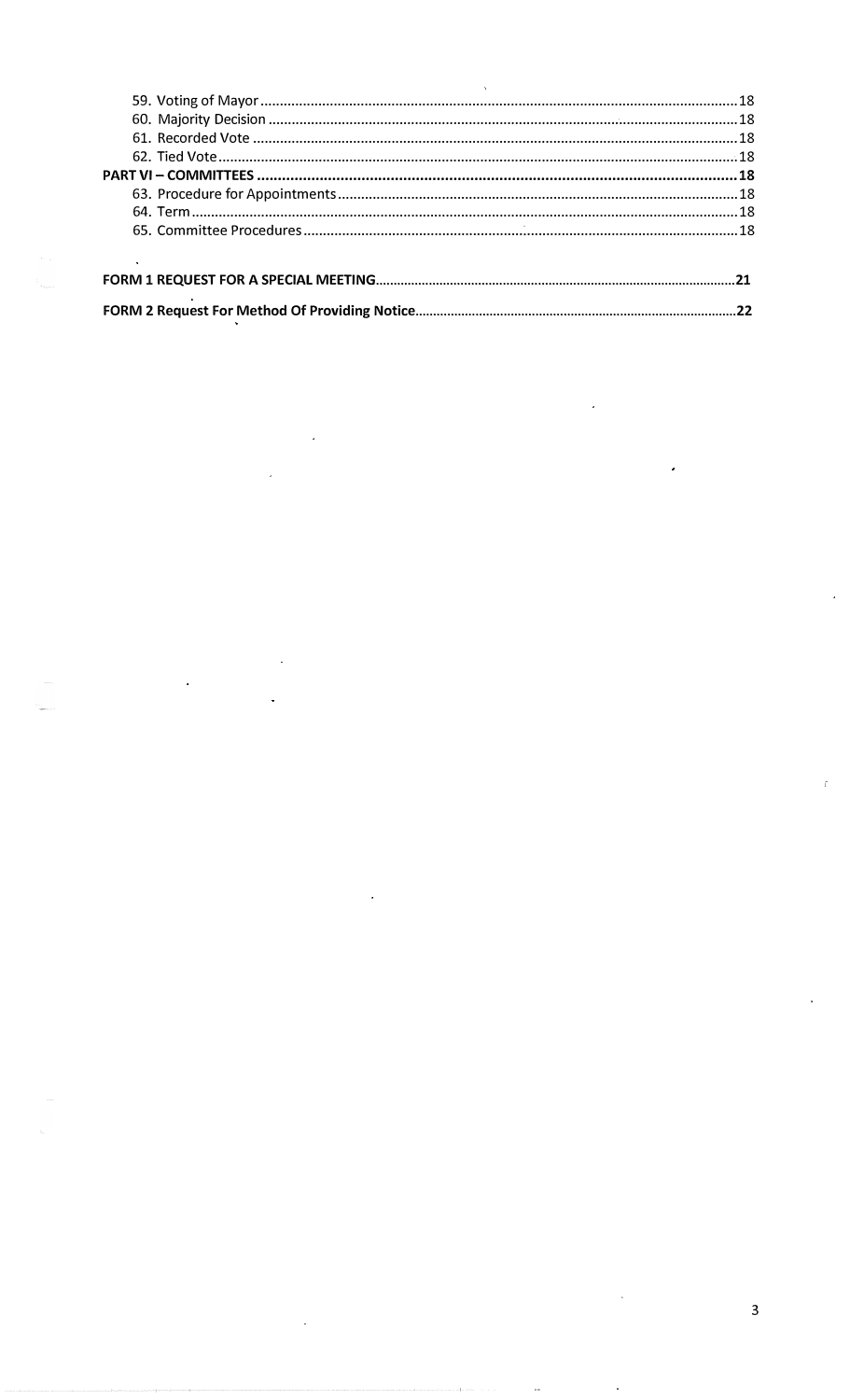59. Voting of Mayor ........................................................................................................................ 18

60. Majority Decision ...................................................................................................................... 18

61. Recorded Vote .......................................................................................................................... 18

62. Tied Vote .................................................................................................................................. 18

**PART VI – COMMITTEES** ............................................................................................................ **18**

63. Procedure for Appointments ..................................................................................................... 18

64. Term .......................................................................................................................................... 18

65. Committee Procedures .............................................................................................................. 18

**FORM 1 REQUEST FOR A SPECIAL MEETING** ............................................................................... **21**

**FORM 2 Request For Method Of Providing Notice** ........................................................................... **22**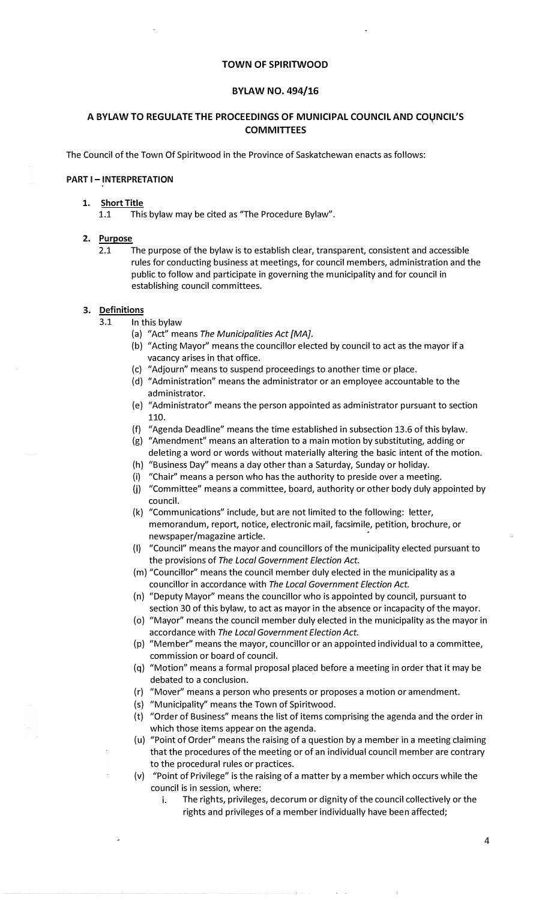# TOWN OF SPIRITWOOD

## BYLAW NO. 494/16

## A BYLAW TO REGULATE THE PROCEEDINGS OF MUNICIPAL COUNCIL AND COUNCIL'S COMMITTEES

The Council of the Town Of Spiritwood in the Province of Saskatchewan enacts as follows:

**PART I – INTERPRETATION**

1. **Short Title**
   1.1 This bylaw may be cited as "The Procedure Bylaw".

2. **Purpose**
   2.1 The purpose of the bylaw is to establish clear, transparent, consistent and accessible rules for conducting business at meetings, for council members, administration and the public to follow and participate in governing the municipality and for council in establishing council committees.

3. **Definitions**
   3.1 In this bylaw
   - (a) "Act" means *The Municipalities Act [MA].*
   - (b) "Acting Mayor" means the councillor elected by council to act as the mayor if a vacancy arises in that office.
   - (c) "Adjourn" means to suspend proceedings to another time or place.
   - (d) "Administration" means the administrator or an employee accountable to the administrator.
   - (e) "Administrator" means the person appointed as administrator pursuant to section 110.
   - (f) "Agenda Deadline" means the time established in subsection 13.6 of this bylaw.
   - (g) "Amendment" means an alteration to a main motion by substituting, adding or deleting a word or words without materially altering the basic intent of the motion.
   - (h) "Business Day" means a day other than a Saturday, Sunday or holiday.
   - (i) "Chair" means a person who has the authority to preside over a meeting.
   - (j) "Committee" means a committee, board, authority or other body duly appointed by council.
   - (k) "Communications" include, but are not limited to the following: letter, memorandum, report, notice, electronic mail, facsimile, petition, brochure, or newspaper/magazine article.
   - (l) "Council" means the mayor and councillors of the municipality elected pursuant to the provisions of *The Local Government Election Act.*
   - (m) "Councillor" means the council member duly elected in the municipality as a councillor in accordance with *The Local Government Election Act.*
   - (n) "Deputy Mayor" means the councillor who is appointed by council, pursuant to section 30 of this bylaw, to act as mayor in the absence or incapacity of the mayor.
   - (o) "Mayor" means the council member duly elected in the municipality as the mayor in accordance with *The Local Government Election Act.*
   - (p) "Member" means the mayor, councillor or an appointed individual to a committee, commission or board of council.
   - (q) "Motion" means a formal proposal placed before a meeting in order that it may be debated to a conclusion.
   - (r) "Mover" means a person who presents or proposes a motion or amendment.
   - (s) "Municipality" means the Town of Spiritwood.
   - (t) "Order of Business" means the list of items comprising the agenda and the order in which those items appear on the agenda.
   - (u) "Point of Order" means the raising of a question by a member in a meeting claiming that the procedures of the meeting or of an individual council member are contrary to the procedural rules or practices.
   - (v) "Point of Privilege" is the raising of a matter by a member which occurs while the council is in session, where:
     - i. The rights, privileges, decorum or dignity of the council collectively or the rights and privileges of a member individually have been affected;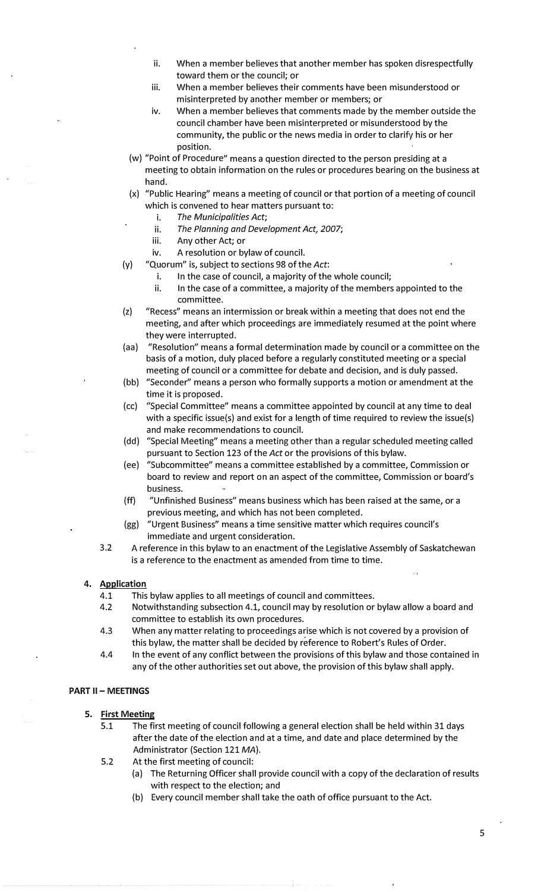ii. When a member believes that another member has spoken disrespectfully toward them or the council; or

iii. When a member believes their comments have been misunderstood or misinterpreted by another member or members; or

iv. When a member believes that comments made by the member outside the council chamber have been misinterpreted or misunderstood by the community, the public or the news media in order to clarify his or her position.

(w) "Point of Procedure" means a question directed to the person presiding at a meeting to obtain information on the rules or procedures bearing on the business at hand.

(x) "Public Hearing" means a meeting of council or that portion of a meeting of council which is convened to hear matters pursuant to:

i. *The Municipalities Act*;

ii. *The Planning and Development Act, 2007*;

iii. Any other Act; or

iv. A resolution or bylaw of council.

(y) "Quorum" is, subject to sections 98 of the *Act*:

i. In the case of council, a majority of the whole council;

ii. In the case of a committee, a majority of the members appointed to the committee.

(z) "Recess" means an intermission or break within a meeting that does not end the meeting, and after which proceedings are immediately resumed at the point where they were interrupted.

(aa) "Resolution" means a formal determination made by council or a committee on the basis of a motion, duly placed before a regularly constituted meeting or a special meeting of council or a committee for debate and decision, and is duly passed.

(bb) "Seconder" means a person who formally supports a motion or amendment at the time it is proposed.

(cc) "Special Committee" means a committee appointed by council at any time to deal with a specific issue(s) and exist for a length of time required to review the issue(s) and make recommendations to council.

(dd) "Special Meeting" means a meeting other than a regular scheduled meeting called pursuant to Section 123 of the *Act* or the provisions of this bylaw.

(ee) "Subcommittee" means a committee established by a committee, Commission or board to review and report on an aspect of the committee, Commission or board's business.

(ff) "Unfinished Business" means business which has been raised at the same, or a previous meeting, and which has not been completed.

(gg) "Urgent Business" means a time sensitive matter which requires council's immediate and urgent consideration.

3.2 A reference in this bylaw to an enactment of the Legislative Assembly of Saskatchewan is a reference to the enactment as amended from time to time.

**4. Application**

4.1 This bylaw applies to all meetings of council and committees.

4.2 Notwithstanding subsection 4.1, council may by resolution or bylaw allow a board and committee to establish its own procedures.

4.3 When any matter relating to proceedings arise which is not covered by a provision of this bylaw, the matter shall be decided by reference to Robert's Rules of Order.

4.4 In the event of any conflict between the provisions of this bylaw and those contained in any of the other authorities set out above, the provision of this bylaw shall apply.

## PART II – MEETINGS

**5. First Meeting**

5.1 The first meeting of council following a general election shall be held within 31 days after the date of the election and at a time, and date and place determined by the Administrator (Section 121 *MA*).

5.2 At the first meeting of council:

(a) The Returning Officer shall provide council with a copy of the declaration of results with respect to the election; and

(b) Every council member shall take the oath of office pursuant to the Act.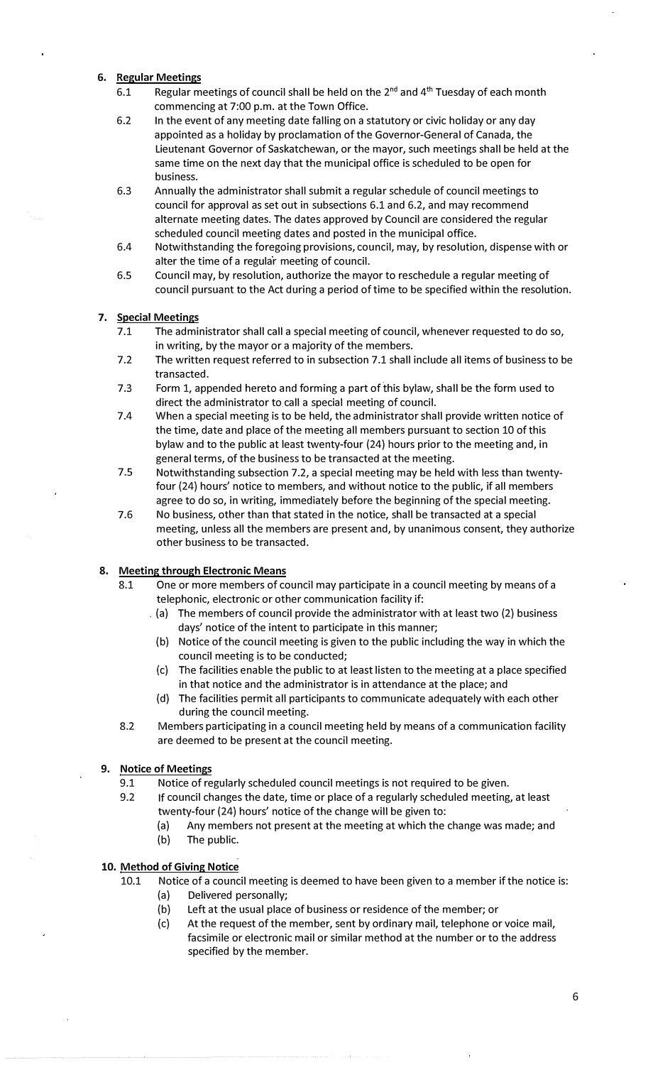## 6. Regular Meetings

6.1 Regular meetings of council shall be held on the 2nd and 4th Tuesday of each month commencing at 7:00 p.m. at the Town Office.

6.2 In the event of any meeting date falling on a statutory or civic holiday or any day appointed as a holiday by proclamation of the Governor-General of Canada, the Lieutenant Governor of Saskatchewan, or the mayor, such meetings shall be held at the same time on the next day that the municipal office is scheduled to be open for business.

6.3 Annually the administrator shall submit a regular schedule of council meetings to council for approval as set out in subsections 6.1 and 6.2, and may recommend alternate meeting dates. The dates approved by Council are considered the regular scheduled council meeting dates and posted in the municipal office.

6.4 Notwithstanding the foregoing provisions, council, may, by resolution, dispense with or alter the time of a regular meeting of council.

6.5 Council may, by resolution, authorize the mayor to reschedule a regular meeting of council pursuant to the Act during a period of time to be specified within the resolution.

## 7. Special Meetings

7.1 The administrator shall call a special meeting of council, whenever requested to do so, in writing, by the mayor or a majority of the members.

7.2 The written request referred to in subsection 7.1 shall include all items of business to be transacted.

7.3 Form 1, appended hereto and forming a part of this bylaw, shall be the form used to direct the administrator to call a special meeting of council.

7.4 When a special meeting is to be held, the administrator shall provide written notice of the time, date and place of the meeting all members pursuant to section 10 of this bylaw and to the public at least twenty-four (24) hours prior to the meeting and, in general terms, of the business to be transacted at the meeting.

7.5 Notwithstanding subsection 7.2, a special meeting may be held with less than twenty-four (24) hours' notice to members, and without notice to the public, if all members agree to do so, in writing, immediately before the beginning of the special meeting.

7.6 No business, other than that stated in the notice, shall be transacted at a special meeting, unless all the members are present and, by unanimous consent, they authorize other business to be transacted.

## 8. Meeting through Electronic Means

8.1 One or more members of council may participate in a council meeting by means of a telephonic, electronic or other communication facility if:

(a) The members of council provide the administrator with at least two (2) business days' notice of the intent to participate in this manner;

(b) Notice of the council meeting is given to the public including the way in which the council meeting is to be conducted;

(c) The facilities enable the public to at least listen to the meeting at a place specified in that notice and the administrator is in attendance at the place; and

(d) The facilities permit all participants to communicate adequately with each other during the council meeting.

8.2 Members participating in a council meeting held by means of a communication facility are deemed to be present at the council meeting.

## 9. Notice of Meetings

9.1 Notice of regularly scheduled council meetings is not required to be given.

9.2 If council changes the date, time or place of a regularly scheduled meeting, at least twenty-four (24) hours' notice of the change will be given to:

(a) Any members not present at the meeting at which the change was made; and

(b) The public.

## 10. Method of Giving Notice

10.1 Notice of a council meeting is deemed to have been given to a member if the notice is:

(a) Delivered personally;

(b) Left at the usual place of business or residence of the member; or

(c) At the request of the member, sent by ordinary mail, telephone or voice mail, facsimile or electronic mail or similar method at the number or to the address specified by the member.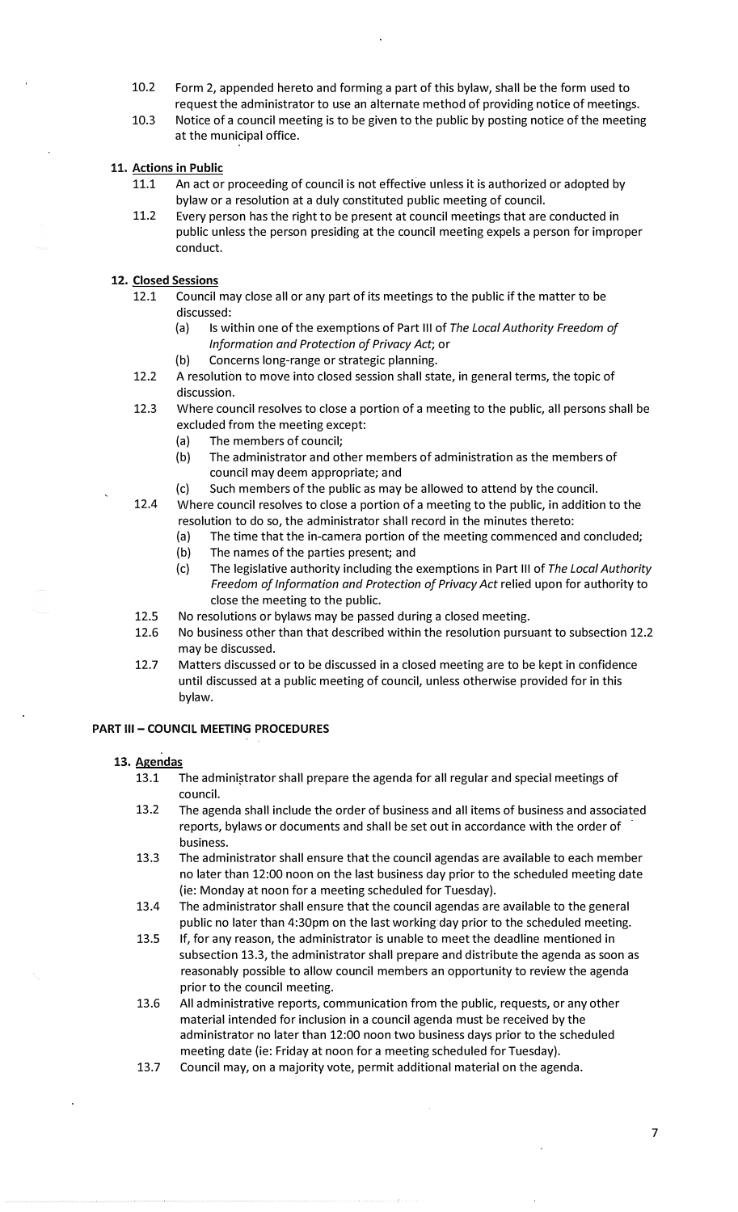10.2 Form 2, appended hereto and forming a part of this bylaw, shall be the form used to request the administrator to use an alternate method of providing notice of meetings.

10.3 Notice of a council meeting is to be given to the public by posting notice of the meeting at the municipal office.

## 11. Actions in Public

11.1 An act or proceeding of council is not effective unless it is authorized or adopted by bylaw or a resolution at a duly constituted public meeting of council.

11.2 Every person has the right to be present at council meetings that are conducted in public unless the person presiding at the council meeting expels a person for improper conduct.

## 12. Closed Sessions

12.1 Council may close all or any part of its meetings to the public if the matter to be discussed:

- (a) Is within one of the exemptions of Part III of *The Local Authority Freedom of Information and Protection of Privacy Act*; or
- (b) Concerns long-range or strategic planning.

12.2 A resolution to move into closed session shall state, in general terms, the topic of discussion.

12.3 Where council resolves to close a portion of a meeting to the public, all persons shall be excluded from the meeting except:

- (a) The members of council;
- (b) The administrator and other members of administration as the members of council may deem appropriate; and
- (c) Such members of the public as may be allowed to attend by the council.

12.4 Where council resolves to close a portion of a meeting to the public, in addition to the resolution to do so, the administrator shall record in the minutes thereto:

- (a) The time that the in-camera portion of the meeting commenced and concluded;
- (b) The names of the parties present; and
- (c) The legislative authority including the exemptions in Part III of *The Local Authority Freedom of Information and Protection of Privacy Act* relied upon for authority to close the meeting to the public.

12.5 No resolutions or bylaws may be passed during a closed meeting.

12.6 No business other than that described within the resolution pursuant to subsection 12.2 may be discussed.

12.7 Matters discussed or to be discussed in a closed meeting are to be kept in confidence until discussed at a public meeting of council, unless otherwise provided for in this bylaw.

# PART III – COUNCIL MEETING PROCEDURES

## 13. Agendas

13.1 The administrator shall prepare the agenda for all regular and special meetings of council.

13.2 The agenda shall include the order of business and all items of business and associated reports, bylaws or documents and shall be set out in accordance with the order of business.

13.3 The administrator shall ensure that the council agendas are available to each member no later than 12:00 noon on the last business day prior to the scheduled meeting date (ie: Monday at noon for a meeting scheduled for Tuesday).

13.4 The administrator shall ensure that the council agendas are available to the general public no later than 4:30pm on the last working day prior to the scheduled meeting.

13.5 If, for any reason, the administrator is unable to meet the deadline mentioned in subsection 13.3, the administrator shall prepare and distribute the agenda as soon as reasonably possible to allow council members an opportunity to review the agenda prior to the council meeting.

13.6 All administrative reports, communication from the public, requests, or any other material intended for inclusion in a council agenda must be received by the administrator no later than 12:00 noon two business days prior to the scheduled meeting date (ie: Friday at noon for a meeting scheduled for Tuesday).

13.7 Council may, on a majority vote, permit additional material on the agenda.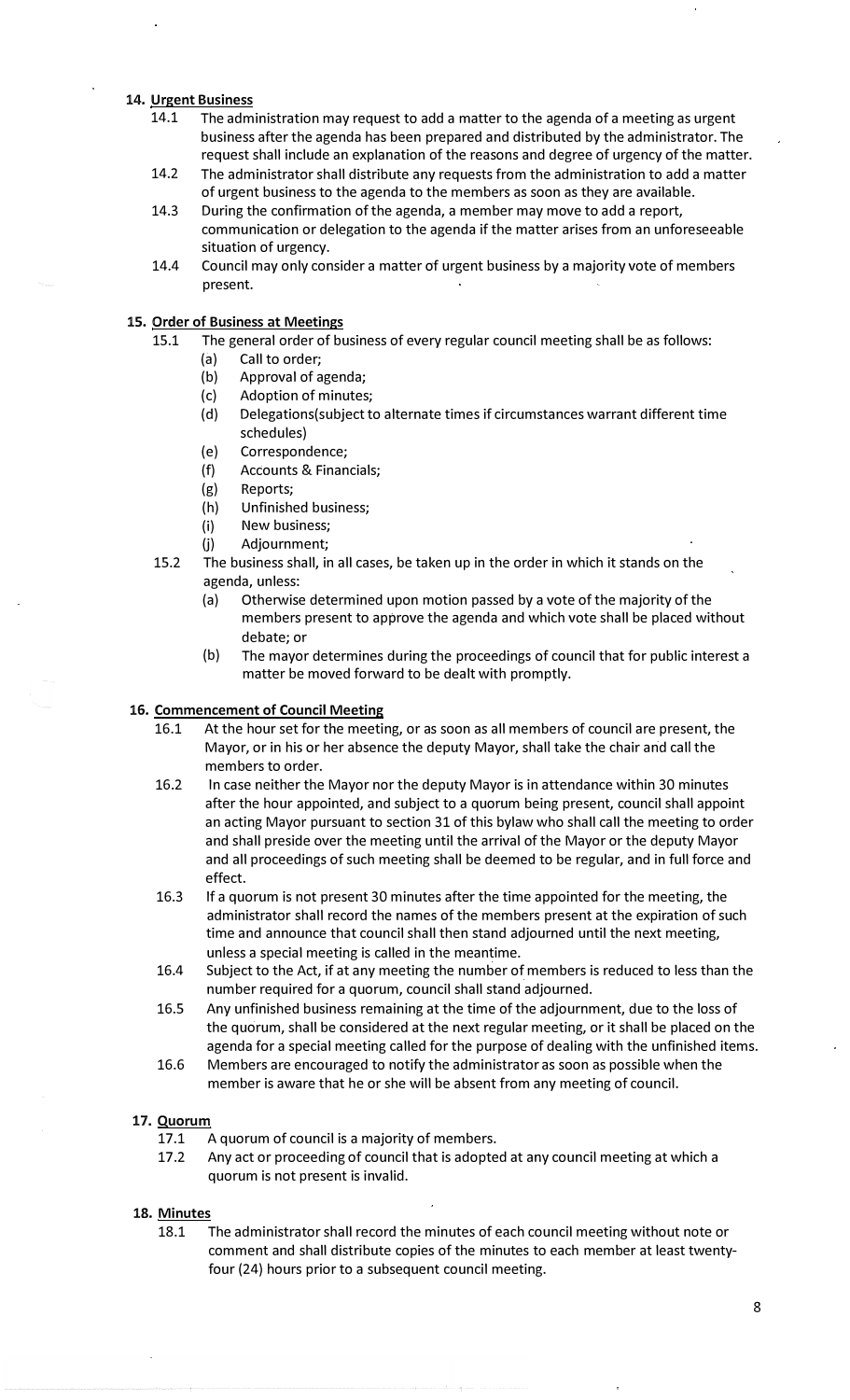**14. Urgent Business**

14.1 The administration may request to add a matter to the agenda of a meeting as urgent business after the agenda has been prepared and distributed by the administrator. The request shall include an explanation of the reasons and degree of urgency of the matter.

14.2 The administrator shall distribute any requests from the administration to add a matter of urgent business to the agenda to the members as soon as they are available.

14.3 During the confirmation of the agenda, a member may move to add a report, communication or delegation to the agenda if the matter arises from an unforeseeable situation of urgency.

14.4 Council may only consider a matter of urgent business by a majority vote of members present.

**15. Order of Business at Meetings**

15.1 The general order of business of every regular council meeting shall be as follows:

- (a) Call to order;
- (b) Approval of agenda;
- (c) Adoption of minutes;
- (d) Delegations(subject to alternate times if circumstances warrant different time schedules)
- (e) Correspondence;
- (f) Accounts & Financials;
- (g) Reports;
- (h) Unfinished business;
- (i) New business;
- (j) Adjournment;

15.2 The business shall, in all cases, be taken up in the order in which it stands on the agenda, unless:

- (a) Otherwise determined upon motion passed by a vote of the majority of the members present to approve the agenda and which vote shall be placed without debate; or
- (b) The mayor determines during the proceedings of council that for public interest a matter be moved forward to be dealt with promptly.

**16. Commencement of Council Meeting**

16.1 At the hour set for the meeting, or as soon as all members of council are present, the Mayor, or in his or her absence the deputy Mayor, shall take the chair and call the members to order.

16.2 In case neither the Mayor nor the deputy Mayor is in attendance within 30 minutes after the hour appointed, and subject to a quorum being present, council shall appoint an acting Mayor pursuant to section 31 of this bylaw who shall call the meeting to order and shall preside over the meeting until the arrival of the Mayor or the deputy Mayor and all proceedings of such meeting shall be deemed to be regular, and in full force and effect.

16.3 If a quorum is not present 30 minutes after the time appointed for the meeting, the administrator shall record the names of the members present at the expiration of such time and announce that council shall then stand adjourned until the next meeting, unless a special meeting is called in the meantime.

16.4 Subject to the Act, if at any meeting the number of members is reduced to less than the number required for a quorum, council shall stand adjourned.

16.5 Any unfinished business remaining at the time of the adjournment, due to the loss of the quorum, shall be considered at the next regular meeting, or it shall be placed on the agenda for a special meeting called for the purpose of dealing with the unfinished items.

16.6 Members are encouraged to notify the administrator as soon as possible when the member is aware that he or she will be absent from any meeting of council.

**17. Quorum**

17.1 A quorum of council is a majority of members.

17.2 Any act or proceeding of council that is adopted at any council meeting at which a quorum is not present is invalid.

**18. Minutes**

18.1 The administrator shall record the minutes of each council meeting without note or comment and shall distribute copies of the minutes to each member at least twenty-four (24) hours prior to a subsequent council meeting.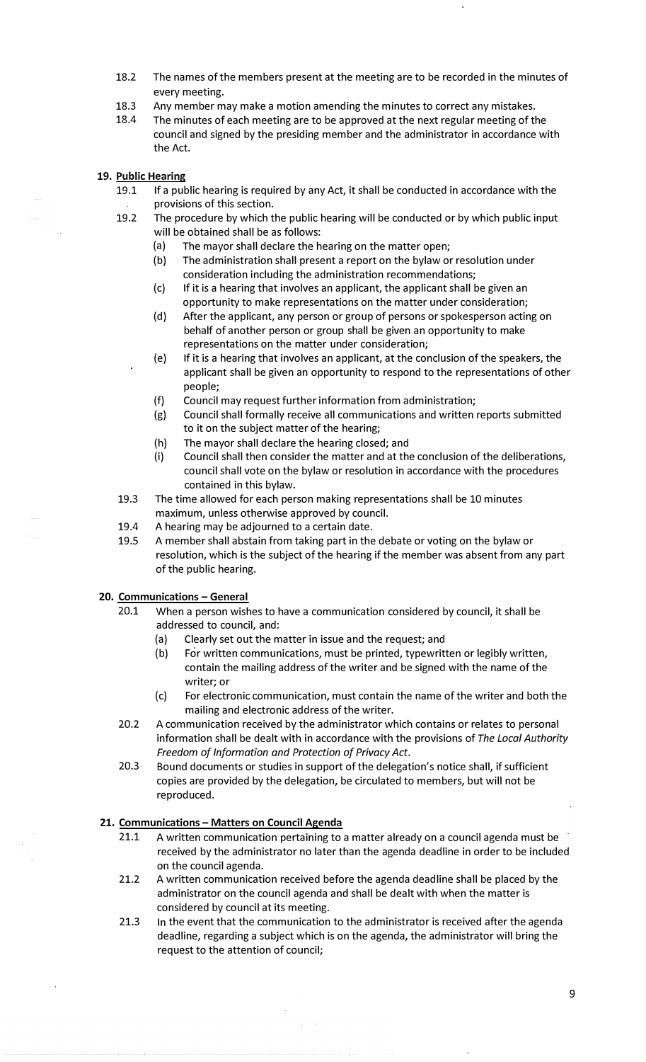18.2 The names of the members present at the meeting are to be recorded in the minutes of every meeting.

18.3 Any member may make a motion amending the minutes to correct any mistakes.

18.4 The minutes of each meeting are to be approved at the next regular meeting of the council and signed by the presiding member and the administrator in accordance with the Act.

## 19. Public Hearing

19.1 If a public hearing is required by any Act, it shall be conducted in accordance with the provisions of this section.

19.2 The procedure by which the public hearing will be conducted or by which public input will be obtained shall be as follows:

- (a) The mayor shall declare the hearing on the matter open;
- (b) The administration shall present a report on the bylaw or resolution under consideration including the administration recommendations;
- (c) If it is a hearing that involves an applicant, the applicant shall be given an opportunity to make representations on the matter under consideration;
- (d) After the applicant, any person or group of persons or spokesperson acting on behalf of another person or group shall be given an opportunity to make representations on the matter under consideration;
- (e) If it is a hearing that involves an applicant, at the conclusion of the speakers, the applicant shall be given an opportunity to respond to the representations of other people;
- (f) Council may request further information from administration;
- (g) Council shall formally receive all communications and written reports submitted to it on the subject matter of the hearing;
- (h) The mayor shall declare the hearing closed; and
- (i) Council shall then consider the matter and at the conclusion of the deliberations, council shall vote on the bylaw or resolution in accordance with the procedures contained in this bylaw.

19.3 The time allowed for each person making representations shall be 10 minutes maximum, unless otherwise approved by council.

19.4 A hearing may be adjourned to a certain date.

19.5 A member shall abstain from taking part in the debate or voting on the bylaw or resolution, which is the subject of the hearing if the member was absent from any part of the public hearing.

## 20. Communications – General

20.1 When a person wishes to have a communication considered by council, it shall be addressed to council, and:

- (a) Clearly set out the matter in issue and the request; and
- (b) For written communications, must be printed, typewritten or legibly written, contain the mailing address of the writer and be signed with the name of the writer; or
- (c) For electronic communication, must contain the name of the writer and both the mailing and electronic address of the writer.

20.2 A communication received by the administrator which contains or relates to personal information shall be dealt with in accordance with the provisions of *The Local Authority Freedom of Information and Protection of Privacy Act*.

20.3 Bound documents or studies in support of the delegation's notice shall, if sufficient copies are provided by the delegation, be circulated to members, but will not be reproduced.

## 21. Communications – Matters on Council Agenda

21.1 A written communication pertaining to a matter already on a council agenda must be received by the administrator no later than the agenda deadline in order to be included on the council agenda.

21.2 A written communication received before the agenda deadline shall be placed by the administrator on the council agenda and shall be dealt with when the matter is considered by council at its meeting.

21.3 In the event that the communication to the administrator is received after the agenda deadline, regarding a subject which is on the agenda, the administrator will bring the request to the attention of council;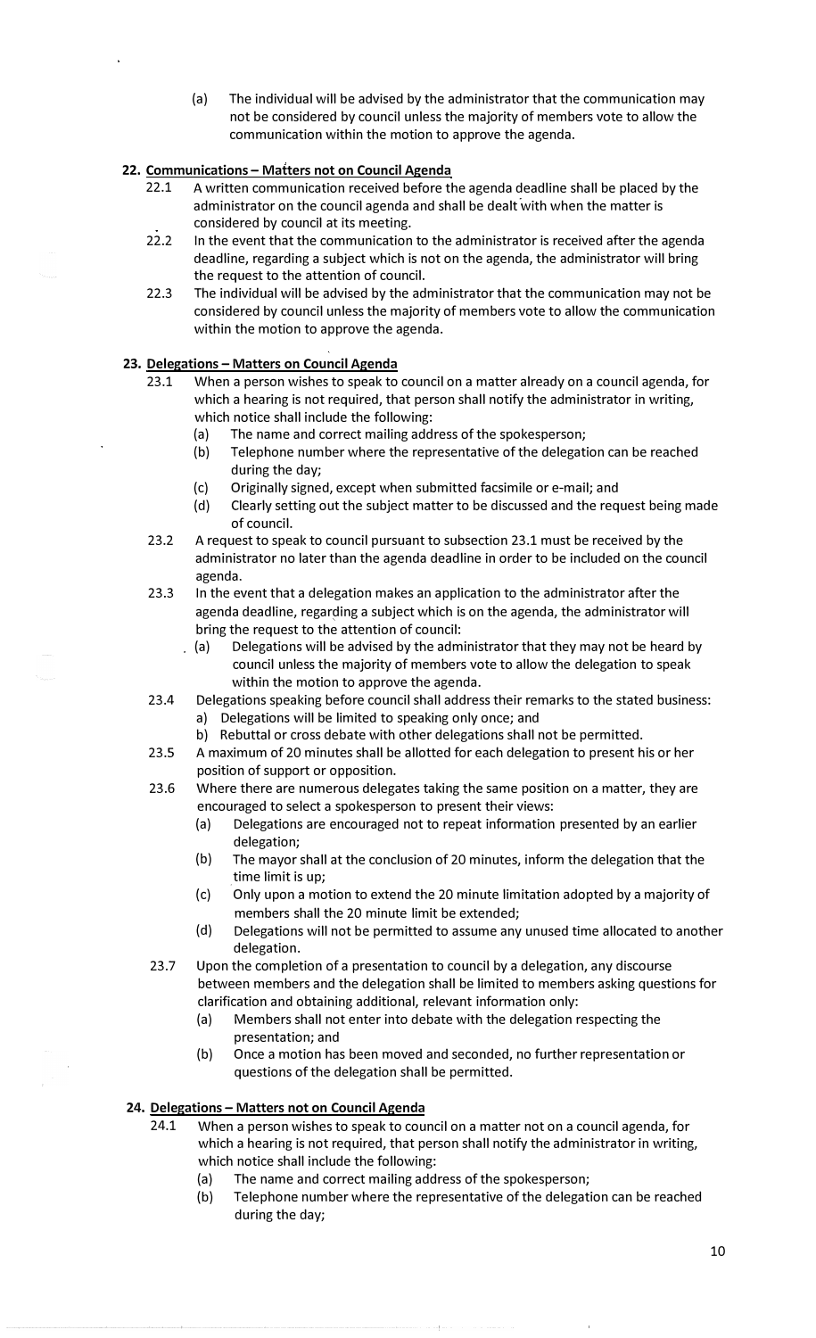(a) The individual will be advised by the administrator that the communication may not be considered by council unless the majority of members vote to allow the communication within the motion to approve the agenda.

**22. Communications – Matters not on Council Agenda**

22.1 A written communication received before the agenda deadline shall be placed by the administrator on the council agenda and shall be dealt with when the matter is considered by council at its meeting.

22.2 In the event that the communication to the administrator is received after the agenda deadline, regarding a subject which is not on the agenda, the administrator will bring the request to the attention of council.

22.3 The individual will be advised by the administrator that the communication may not be considered by council unless the majority of members vote to allow the communication within the motion to approve the agenda.

**23. Delegations – Matters on Council Agenda**

23.1 When a person wishes to speak to council on a matter already on a council agenda, for which a hearing is not required, that person shall notify the administrator in writing, which notice shall include the following:

- (a) The name and correct mailing address of the spokesperson;
- (b) Telephone number where the representative of the delegation can be reached during the day;
- (c) Originally signed, except when submitted facsimile or e-mail; and
- (d) Clearly setting out the subject matter to be discussed and the request being made of council.

23.2 A request to speak to council pursuant to subsection 23.1 must be received by the administrator no later than the agenda deadline in order to be included on the council agenda.

23.3 In the event that a delegation makes an application to the administrator after the agenda deadline, regarding a subject which is on the agenda, the administrator will bring the request to the attention of council:

- (a) Delegations will be advised by the administrator that they may not be heard by council unless the majority of members vote to allow the delegation to speak within the motion to approve the agenda.

23.4 Delegations speaking before council shall address their remarks to the stated business:

- a) Delegations will be limited to speaking only once; and
- b) Rebuttal or cross debate with other delegations shall not be permitted.

23.5 A maximum of 20 minutes shall be allotted for each delegation to present his or her position of support or opposition.

23.6 Where there are numerous delegates taking the same position on a matter, they are encouraged to select a spokesperson to present their views:

- (a) Delegations are encouraged not to repeat information presented by an earlier delegation;
- (b) The mayor shall at the conclusion of 20 minutes, inform the delegation that the time limit is up;
- (c) Only upon a motion to extend the 20 minute limitation adopted by a majority of members shall the 20 minute limit be extended;
- (d) Delegations will not be permitted to assume any unused time allocated to another delegation.

23.7 Upon the completion of a presentation to council by a delegation, any discourse between members and the delegation shall be limited to members asking questions for clarification and obtaining additional, relevant information only:

- (a) Members shall not enter into debate with the delegation respecting the presentation; and
- (b) Once a motion has been moved and seconded, no further representation or questions of the delegation shall be permitted.

**24. Delegations – Matters not on Council Agenda**

24.1 When a person wishes to speak to council on a matter not on a council agenda, for which a hearing is not required, that person shall notify the administrator in writing, which notice shall include the following:

- (a) The name and correct mailing address of the spokesperson;
- (b) Telephone number where the representative of the delegation can be reached during the day;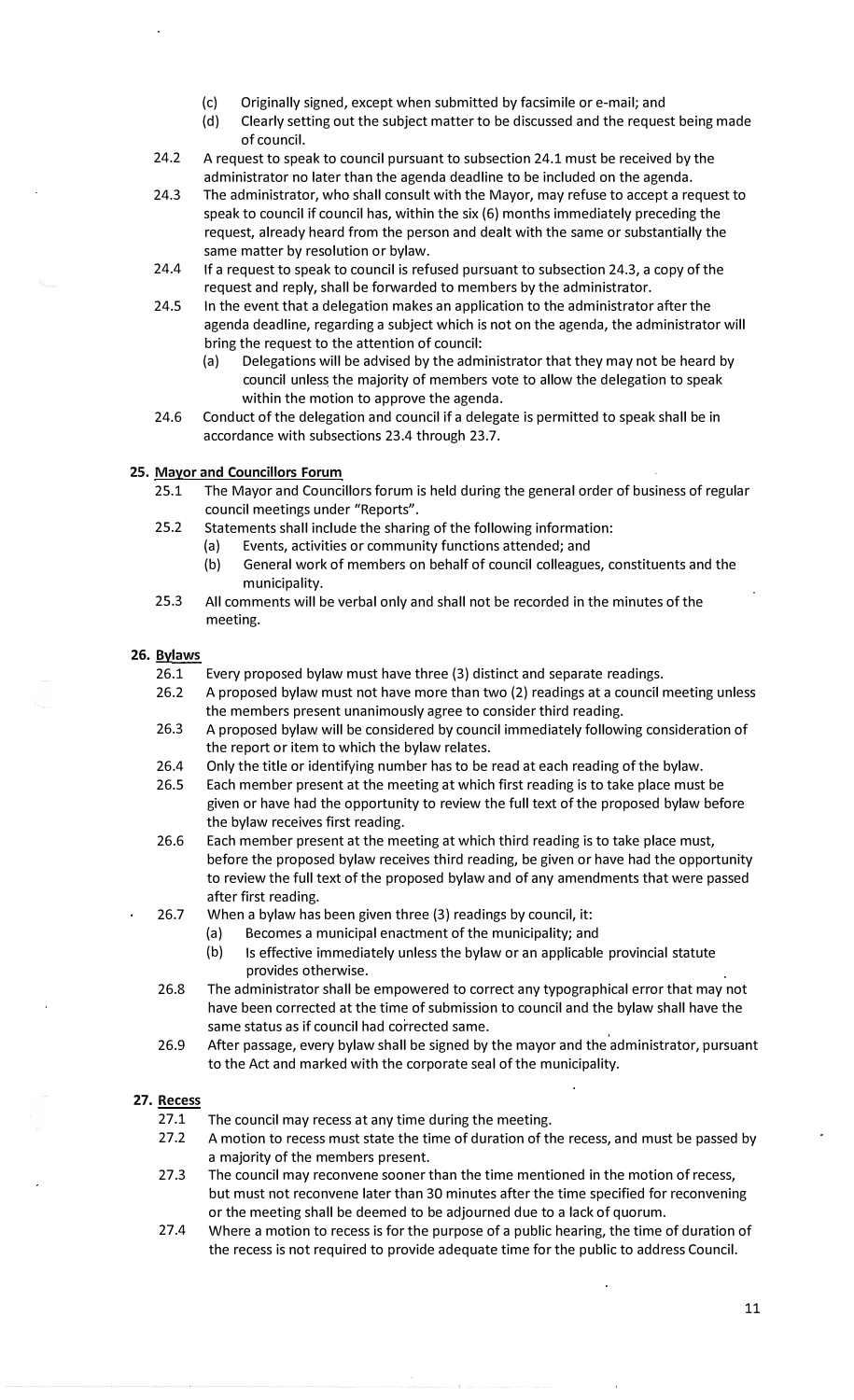(c) Originally signed, except when submitted by facsimile or e-mail; and
(d) Clearly setting out the subject matter to be discussed and the request being made of council.

24.2 A request to speak to council pursuant to subsection 24.1 must be received by the administrator no later than the agenda deadline to be included on the agenda.

24.3 The administrator, who shall consult with the Mayor, may refuse to accept a request to speak to council if council has, within the six (6) months immediately preceding the request, already heard from the person and dealt with the same or substantially the same matter by resolution or bylaw.

24.4 If a request to speak to council is refused pursuant to subsection 24.3, a copy of the request and reply, shall be forwarded to members by the administrator.

24.5 In the event that a delegation makes an application to the administrator after the agenda deadline, regarding a subject which is not on the agenda, the administrator will bring the request to the attention of council:
(a) Delegations will be advised by the administrator that they may not be heard by council unless the majority of members vote to allow the delegation to speak within the motion to approve the agenda.

24.6 Conduct of the delegation and council if a delegate is permitted to speak shall be in accordance with subsections 23.4 through 23.7.

## 25. Mayor and Councillors Forum

25.1 The Mayor and Councillors forum is held during the general order of business of regular council meetings under "Reports".

25.2 Statements shall include the sharing of the following information:
(a) Events, activities or community functions attended; and
(b) General work of members on behalf of council colleagues, constituents and the municipality.

25.3 All comments will be verbal only and shall not be recorded in the minutes of the meeting.

## 26. Bylaws

26.1 Every proposed bylaw must have three (3) distinct and separate readings.

26.2 A proposed bylaw must not have more than two (2) readings at a council meeting unless the members present unanimously agree to consider third reading.

26.3 A proposed bylaw will be considered by council immediately following consideration of the report or item to which the bylaw relates.

26.4 Only the title or identifying number has to be read at each reading of the bylaw.

26.5 Each member present at the meeting at which first reading is to take place must be given or have had the opportunity to review the full text of the proposed bylaw before the bylaw receives first reading.

26.6 Each member present at the meeting at which third reading is to take place must, before the proposed bylaw receives third reading, be given or have had the opportunity to review the full text of the proposed bylaw and of any amendments that were passed after first reading.

26.7 When a bylaw has been given three (3) readings by council, it:
(a) Becomes a municipal enactment of the municipality; and
(b) Is effective immediately unless the bylaw or an applicable provincial statute provides otherwise.

26.8 The administrator shall be empowered to correct any typographical error that may not have been corrected at the time of submission to council and the bylaw shall have the same status as if council had corrected same.

26.9 After passage, every bylaw shall be signed by the mayor and the administrator, pursuant to the Act and marked with the corporate seal of the municipality.

## 27. Recess

27.1 The council may recess at any time during the meeting.

27.2 A motion to recess must state the time of duration of the recess, and must be passed by a majority of the members present.

27.3 The council may reconvene sooner than the time mentioned in the motion of recess, but must not reconvene later than 30 minutes after the time specified for reconvening or the meeting shall be deemed to be adjourned due to a lack of quorum.

27.4 Where a motion to recess is for the purpose of a public hearing, the time of duration of the recess is not required to provide adequate time for the public to address Council.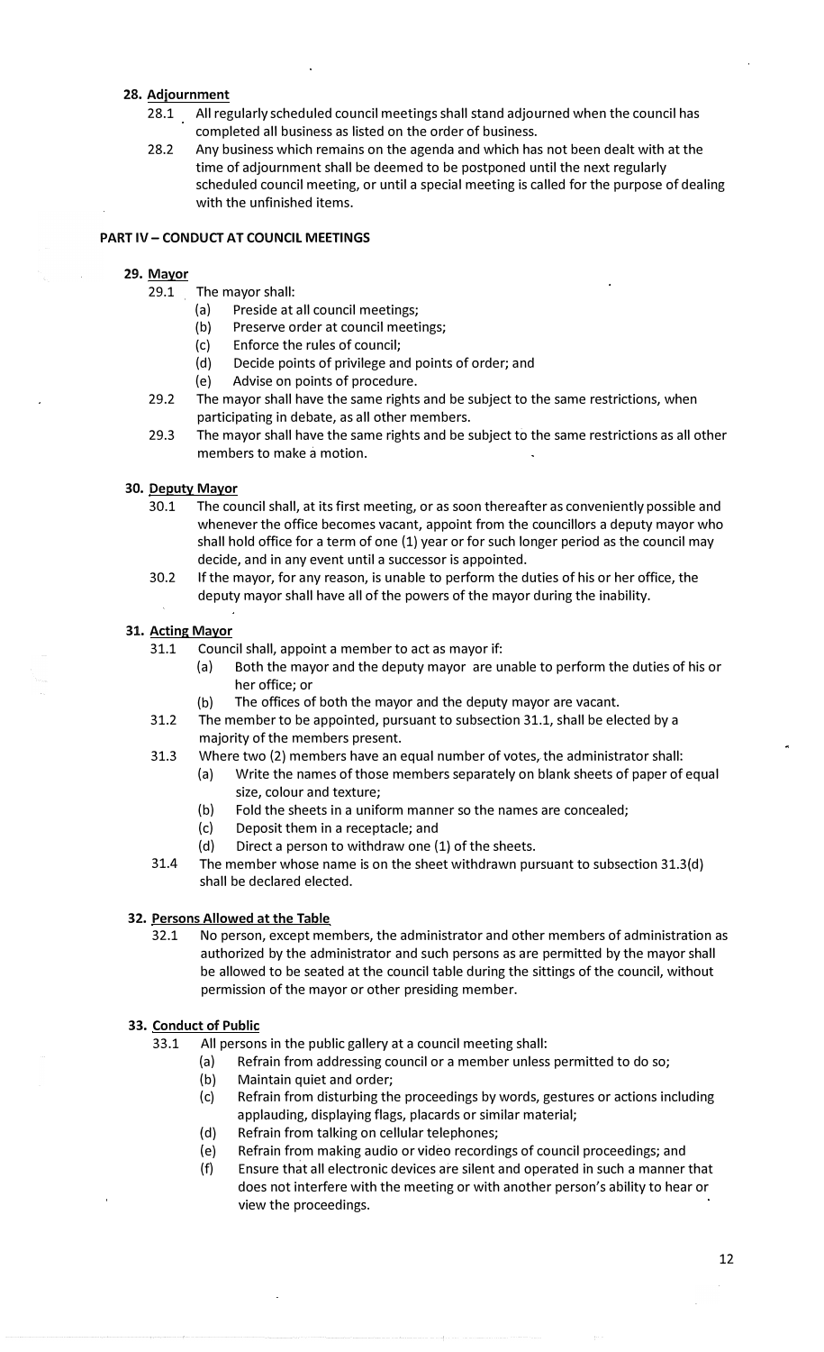## 28. Adjournment

28.1 All regularly scheduled council meetings shall stand adjourned when the council has completed all business as listed on the order of business.

28.2 Any business which remains on the agenda and which has not been dealt with at the time of adjournment shall be deemed to be postponed until the next regularly scheduled council meeting, or until a special meeting is called for the purpose of dealing with the unfinished items.

# PART IV – CONDUCT AT COUNCIL MEETINGS

## 29. Mayor

29.1 The mayor shall:

- (a) Preside at all council meetings;
- (b) Preserve order at council meetings;
- (c) Enforce the rules of council;
- (d) Decide points of privilege and points of order; and
- (e) Advise on points of procedure.

29.2 The mayor shall have the same rights and be subject to the same restrictions, when participating in debate, as all other members.

29.3 The mayor shall have the same rights and be subject to the same restrictions as all other members to make a motion.

## 30. Deputy Mayor

30.1 The council shall, at its first meeting, or as soon thereafter as conveniently possible and whenever the office becomes vacant, appoint from the councillors a deputy mayor who shall hold office for a term of one (1) year or for such longer period as the council may decide, and in any event until a successor is appointed.

30.2 If the mayor, for any reason, is unable to perform the duties of his or her office, the deputy mayor shall have all of the powers of the mayor during the inability.

## 31. Acting Mayor

31.1 Council shall, appoint a member to act as mayor if:

- (a) Both the mayor and the deputy mayor are unable to perform the duties of his or her office; or
- (b) The offices of both the mayor and the deputy mayor are vacant.

31.2 The member to be appointed, pursuant to subsection 31.1, shall be elected by a majority of the members present.

31.3 Where two (2) members have an equal number of votes, the administrator shall:

- (a) Write the names of those members separately on blank sheets of paper of equal size, colour and texture;
- (b) Fold the sheets in a uniform manner so the names are concealed;
- (c) Deposit them in a receptacle; and
- (d) Direct a person to withdraw one (1) of the sheets.

31.4 The member whose name is on the sheet withdrawn pursuant to subsection 31.3(d) shall be declared elected.

## 32. Persons Allowed at the Table

32.1 No person, except members, the administrator and other members of administration as authorized by the administrator and such persons as are permitted by the mayor shall be allowed to be seated at the council table during the sittings of the council, without permission of the mayor or other presiding member.

## 33. Conduct of Public

33.1 All persons in the public gallery at a council meeting shall:

- (a) Refrain from addressing council or a member unless permitted to do so;
- (b) Maintain quiet and order;
- (c) Refrain from disturbing the proceedings by words, gestures or actions including applauding, displaying flags, placards or similar material;
- (d) Refrain from talking on cellular telephones;
- (e) Refrain from making audio or video recordings of council proceedings; and
- (f) Ensure that all electronic devices are silent and operated in such a manner that does not interfere with the meeting or with another person's ability to hear or view the proceedings.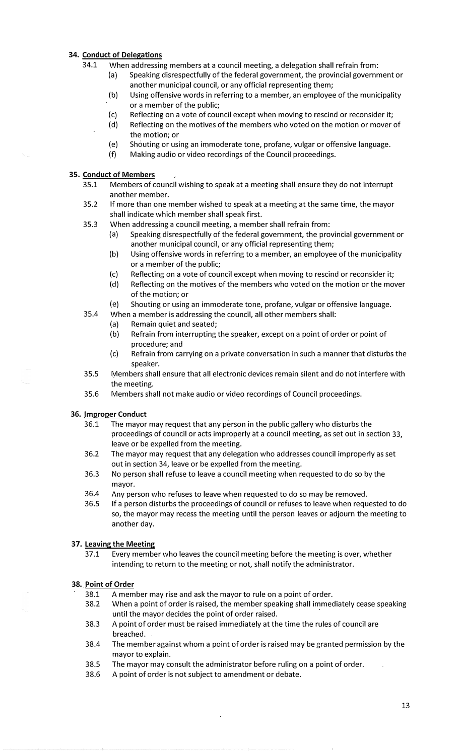## 34. Conduct of Delegations

34.1 When addressing members at a council meeting, a delegation shall refrain from:

- (a) Speaking disrespectfully of the federal government, the provincial government or another municipal council, or any official representing them;
- (b) Using offensive words in referring to a member, an employee of the municipality or a member of the public;
- (c) Reflecting on a vote of council except when moving to rescind or reconsider it;
- (d) Reflecting on the motives of the members who voted on the motion or mover of the motion; or
- (e) Shouting or using an immoderate tone, profane, vulgar or offensive language.
- (f) Making audio or video recordings of the Council proceedings.

## 35. Conduct of Members

35.1 Members of council wishing to speak at a meeting shall ensure they do not interrupt another member.

35.2 If more than one member wished to speak at a meeting at the same time, the mayor shall indicate which member shall speak first.

35.3 When addressing a council meeting, a member shall refrain from:

- (a) Speaking disrespectfully of the federal government, the provincial government or another municipal council, or any official representing them;
- (b) Using offensive words in referring to a member, an employee of the municipality or a member of the public;
- (c) Reflecting on a vote of council except when moving to rescind or reconsider it;
- (d) Reflecting on the motives of the members who voted on the motion or the mover of the motion; or
- (e) Shouting or using an immoderate tone, profane, vulgar or offensive language.

35.4 When a member is addressing the council, all other members shall:

- (a) Remain quiet and seated;
- (b) Refrain from interrupting the speaker, except on a point of order or point of procedure; and
- (c) Refrain from carrying on a private conversation in such a manner that disturbs the speaker.

35.5 Members shall ensure that all electronic devices remain silent and do not interfere with the meeting.

35.6 Members shall not make audio or video recordings of Council proceedings.

## 36. Improper Conduct

36.1 The mayor may request that any person in the public gallery who disturbs the proceedings of council or acts improperly at a council meeting, as set out in section 33, leave or be expelled from the meeting.

36.2 The mayor may request that any delegation who addresses council improperly as set out in section 34, leave or be expelled from the meeting.

36.3 No person shall refuse to leave a council meeting when requested to do so by the mayor.

36.4 Any person who refuses to leave when requested to do so may be removed.

36.5 If a person disturbs the proceedings of council or refuses to leave when requested to do so, the mayor may recess the meeting until the person leaves or adjourn the meeting to another day.

## 37. Leaving the Meeting

37.1 Every member who leaves the council meeting before the meeting is over, whether intending to return to the meeting or not, shall notify the administrator.

## 38. Point of Order

38.1 A member may rise and ask the mayor to rule on a point of order.

38.2 When a point of order is raised, the member speaking shall immediately cease speaking until the mayor decides the point of order raised.

38.3 A point of order must be raised immediately at the time the rules of council are breached.

38.4 The member against whom a point of order is raised may be granted permission by the mayor to explain.

38.5 The mayor may consult the administrator before ruling on a point of order.

38.6 A point of order is not subject to amendment or debate.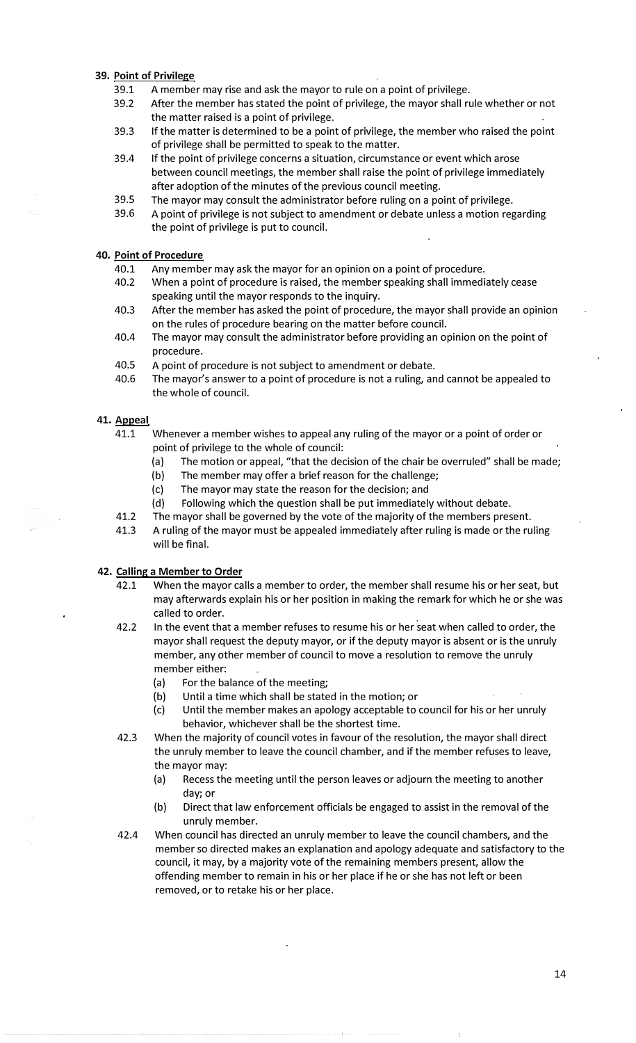### 39. Point of Privilege

39.1 A member may rise and ask the mayor to rule on a point of privilege.

39.2 After the member has stated the point of privilege, the mayor shall rule whether or not the matter raised is a point of privilege.

39.3 If the matter is determined to be a point of privilege, the member who raised the point of privilege shall be permitted to speak to the matter.

39.4 If the point of privilege concerns a situation, circumstance or event which arose between council meetings, the member shall raise the point of privilege immediately after adoption of the minutes of the previous council meeting.

39.5 The mayor may consult the administrator before ruling on a point of privilege.

39.6 A point of privilege is not subject to amendment or debate unless a motion regarding the point of privilege is put to council.

### 40. Point of Procedure

40.1 Any member may ask the mayor for an opinion on a point of procedure.

40.2 When a point of procedure is raised, the member speaking shall immediately cease speaking until the mayor responds to the inquiry.

40.3 After the member has asked the point of procedure, the mayor shall provide an opinion on the rules of procedure bearing on the matter before council.

40.4 The mayor may consult the administrator before providing an opinion on the point of procedure.

40.5 A point of procedure is not subject to amendment or debate.

40.6 The mayor's answer to a point of procedure is not a ruling, and cannot be appealed to the whole of council.

### 41. Appeal

41.1 Whenever a member wishes to appeal any ruling of the mayor or a point of order or point of privilege to the whole of council:

- (a) The motion or appeal, "that the decision of the chair be overruled" shall be made;
- (b) The member may offer a brief reason for the challenge;
- (c) The mayor may state the reason for the decision; and
- (d) Following which the question shall be put immediately without debate.

41.2 The mayor shall be governed by the vote of the majority of the members present.

41.3 A ruling of the mayor must be appealed immediately after ruling is made or the ruling will be final.

### 42. Calling a Member to Order

42.1 When the mayor calls a member to order, the member shall resume his or her seat, but may afterwards explain his or her position in making the remark for which he or she was called to order.

42.2 In the event that a member refuses to resume his or her seat when called to order, the mayor shall request the deputy mayor, or if the deputy mayor is absent or is the unruly member, any other member of council to move a resolution to remove the unruly member either:

- (a) For the balance of the meeting;
- (b) Until a time which shall be stated in the motion; or
- (c) Until the member makes an apology acceptable to council for his or her unruly behavior, whichever shall be the shortest time.

42.3 When the majority of council votes in favour of the resolution, the mayor shall direct the unruly member to leave the council chamber, and if the member refuses to leave, the mayor may:

- (a) Recess the meeting until the person leaves or adjourn the meeting to another day; or
- (b) Direct that law enforcement officials be engaged to assist in the removal of the unruly member.

42.4 When council has directed an unruly member to leave the council chambers, and the member so directed makes an explanation and apology adequate and satisfactory to the council, it may, by a majority vote of the remaining members present, allow the offending member to remain in his or her place if he or she has not left or been removed, or to retake his or her place.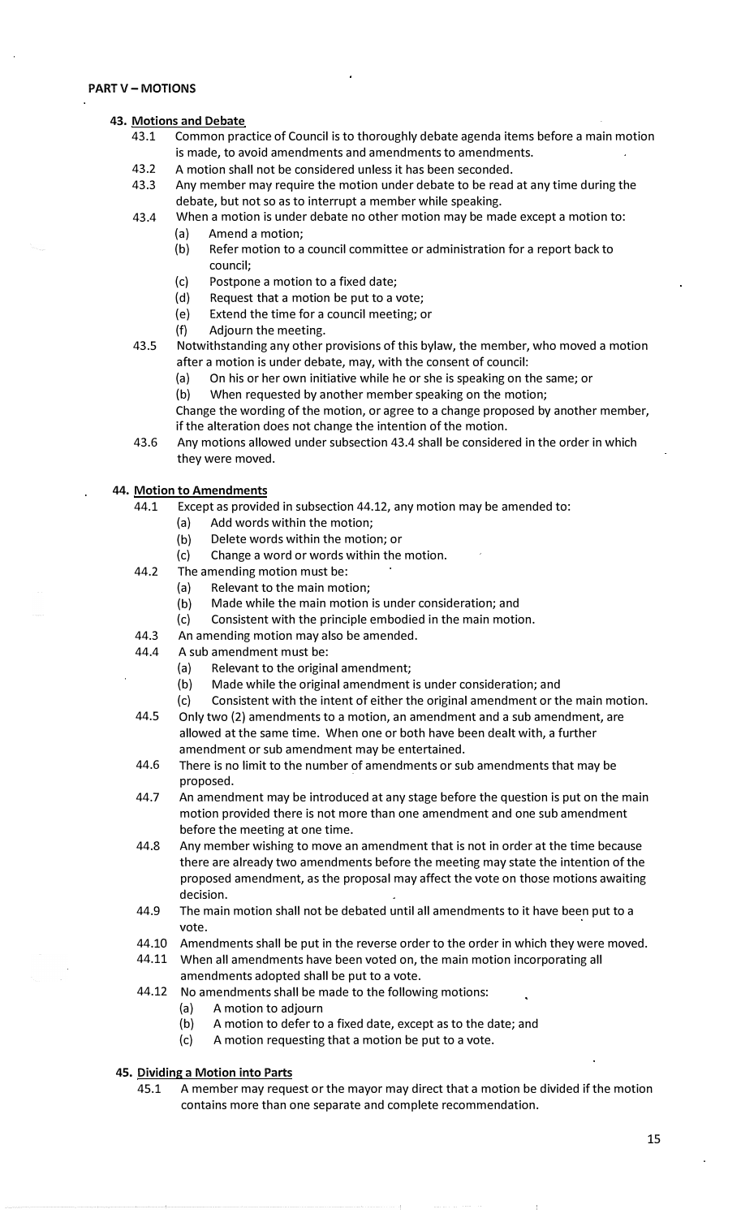## PART V – MOTIONS

### 43. Motions and Debate

43.1 Common practice of Council is to thoroughly debate agenda items before a main motion is made, to avoid amendments and amendments to amendments.

43.2 A motion shall not be considered unless it has been seconded.

43.3 Any member may require the motion under debate to be read at any time during the debate, but not so as to interrupt a member while speaking.

43.4 When a motion is under debate no other motion may be made except a motion to:

- (a) Amend a motion;
- (b) Refer motion to a council committee or administration for a report back to council;
- (c) Postpone a motion to a fixed date;
- (d) Request that a motion be put to a vote;
- (e) Extend the time for a council meeting; or
- (f) Adjourn the meeting.

43.5 Notwithstanding any other provisions of this bylaw, the member, who moved a motion after a motion is under debate, may, with the consent of council:

- (a) On his or her own initiative while he or she is speaking on the same; or
- (b) When requested by another member speaking on the motion;

Change the wording of the motion, or agree to a change proposed by another member, if the alteration does not change the intention of the motion.

43.6 Any motions allowed under subsection 43.4 shall be considered in the order in which they were moved.

### 44. Motion to Amendments

44.1 Except as provided in subsection 44.12, any motion may be amended to:

- (a) Add words within the motion;
- (b) Delete words within the motion; or
- (c) Change a word or words within the motion.

44.2 The amending motion must be:

- (a) Relevant to the main motion;
- (b) Made while the main motion is under consideration; and
- (c) Consistent with the principle embodied in the main motion.

44.3 An amending motion may also be amended.

44.4 A sub amendment must be:

- (a) Relevant to the original amendment;
- (b) Made while the original amendment is under consideration; and
- (c) Consistent with the intent of either the original amendment or the main motion.

44.5 Only two (2) amendments to a motion, an amendment and a sub amendment, are allowed at the same time. When one or both have been dealt with, a further amendment or sub amendment may be entertained.

44.6 There is no limit to the number of amendments or sub amendments that may be proposed.

44.7 An amendment may be introduced at any stage before the question is put on the main motion provided there is not more than one amendment and one sub amendment before the meeting at one time.

44.8 Any member wishing to move an amendment that is not in order at the time because there are already two amendments before the meeting may state the intention of the proposed amendment, as the proposal may affect the vote on those motions awaiting decision.

44.9 The main motion shall not be debated until all amendments to it have been put to a vote.

44.10 Amendments shall be put in the reverse order to the order in which they were moved.

44.11 When all amendments have been voted on, the main motion incorporating all amendments adopted shall be put to a vote.

44.12 No amendments shall be made to the following motions:

- (a) A motion to adjourn
- (b) A motion to defer to a fixed date, except as to the date; and
- (c) A motion requesting that a motion be put to a vote.

### 45. Dividing a Motion into Parts

45.1 A member may request or the mayor may direct that a motion be divided if the motion contains more than one separate and complete recommendation.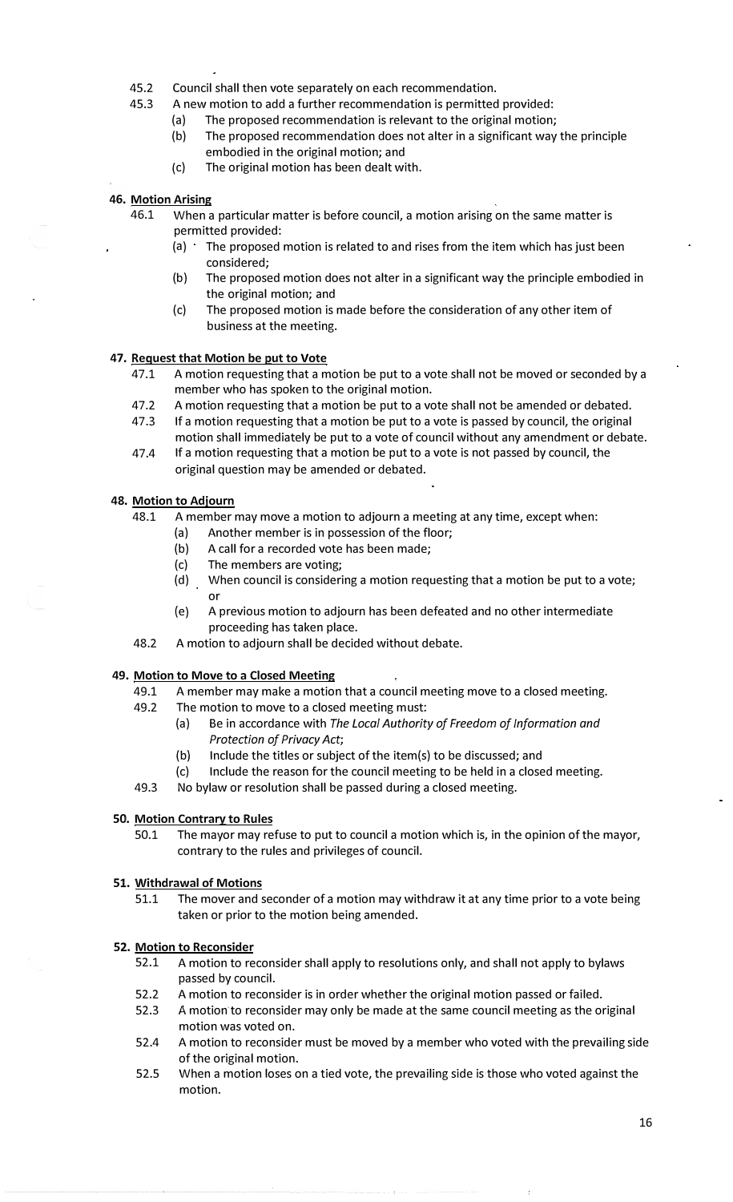45.2 Council shall then vote separately on each recommendation.

45.3 A new motion to add a further recommendation is permitted provided:

- (a) The proposed recommendation is relevant to the original motion;
- (b) The proposed recommendation does not alter in a significant way the principle embodied in the original motion; and
- (c) The original motion has been dealt with.

## 46. Motion Arising

46.1 When a particular matter is before council, a motion arising on the same matter is permitted provided:

- (a) The proposed motion is related to and rises from the item which has just been considered;
- (b) The proposed motion does not alter in a significant way the principle embodied in the original motion; and
- (c) The proposed motion is made before the consideration of any other item of business at the meeting.

## 47. Request that Motion be put to Vote

47.1 A motion requesting that a motion be put to a vote shall not be moved or seconded by a member who has spoken to the original motion.

47.2 A motion requesting that a motion be put to a vote shall not be amended or debated.

47.3 If a motion requesting that a motion be put to a vote is passed by council, the original motion shall immediately be put to a vote of council without any amendment or debate.

47.4 If a motion requesting that a motion be put to a vote is not passed by council, the original question may be amended or debated.

## 48. Motion to Adjourn

48.1 A member may move a motion to adjourn a meeting at any time, except when:

- (a) Another member is in possession of the floor;
- (b) A call for a recorded vote has been made;
- (c) The members are voting;
- (d) When council is considering a motion requesting that a motion be put to a vote; or
- (e) A previous motion to adjourn has been defeated and no other intermediate proceeding has taken place.

48.2 A motion to adjourn shall be decided without debate.

## 49. Motion to Move to a Closed Meeting

49.1 A member may make a motion that a council meeting move to a closed meeting.

49.2 The motion to move to a closed meeting must:

- (a) Be in accordance with *The Local Authority of Freedom of Information and Protection of Privacy Act*;
- (b) Include the titles or subject of the item(s) to be discussed; and
- (c) Include the reason for the council meeting to be held in a closed meeting.

49.3 No bylaw or resolution shall be passed during a closed meeting.

## 50. Motion Contrary to Rules

50.1 The mayor may refuse to put to council a motion which is, in the opinion of the mayor, contrary to the rules and privileges of council.

## 51. Withdrawal of Motions

51.1 The mover and seconder of a motion may withdraw it at any time prior to a vote being taken or prior to the motion being amended.

## 52. Motion to Reconsider

52.1 A motion to reconsider shall apply to resolutions only, and shall not apply to bylaws passed by council.

52.2 A motion to reconsider is in order whether the original motion passed or failed.

52.3 A motion to reconsider may only be made at the same council meeting as the original motion was voted on.

52.4 A motion to reconsider must be moved by a member who voted with the prevailing side of the original motion.

52.5 When a motion loses on a tied vote, the prevailing side is those who voted against the motion.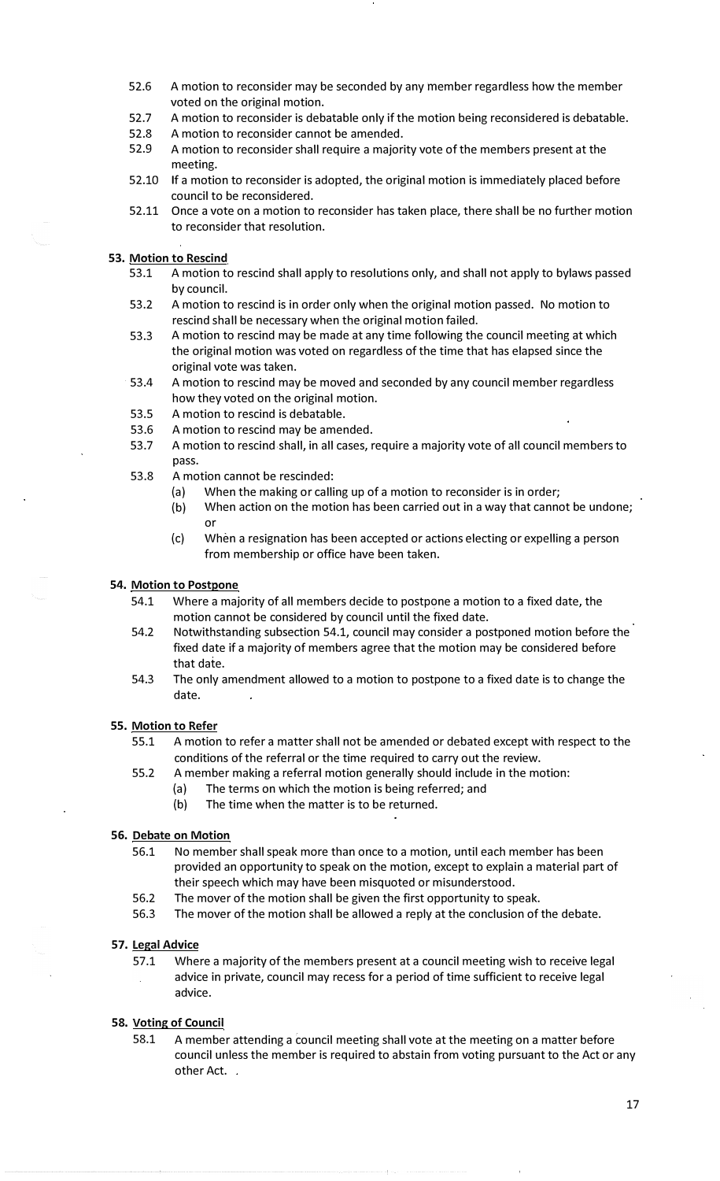52.6 A motion to reconsider may be seconded by any member regardless how the member voted on the original motion.

52.7 A motion to reconsider is debatable only if the motion being reconsidered is debatable.

52.8 A motion to reconsider cannot be amended.

52.9 A motion to reconsider shall require a majority vote of the members present at the meeting.

52.10 If a motion to reconsider is adopted, the original motion is immediately placed before council to be reconsidered.

52.11 Once a vote on a motion to reconsider has taken place, there shall be no further motion to reconsider that resolution.

**53. Motion to Rescind**

53.1 A motion to rescind shall apply to resolutions only, and shall not apply to bylaws passed by council.

53.2 A motion to rescind is in order only when the original motion passed. No motion to rescind shall be necessary when the original motion failed.

53.3 A motion to rescind may be made at any time following the council meeting at which the original motion was voted on regardless of the time that has elapsed since the original vote was taken.

53.4 A motion to rescind may be moved and seconded by any council member regardless how they voted on the original motion.

53.5 A motion to rescind is debatable.

53.6 A motion to rescind may be amended.

53.7 A motion to rescind shall, in all cases, require a majority vote of all council members to pass.

53.8 A motion cannot be rescinded:

- (a) When the making or calling up of a motion to reconsider is in order;
- (b) When action on the motion has been carried out in a way that cannot be undone; or
- (c) When a resignation has been accepted or actions electing or expelling a person from membership or office have been taken.

**54. Motion to Postpone**

54.1 Where a majority of all members decide to postpone a motion to a fixed date, the motion cannot be considered by council until the fixed date.

54.2 Notwithstanding subsection 54.1, council may consider a postponed motion before the fixed date if a majority of members agree that the motion may be considered before that date.

54.3 The only amendment allowed to a motion to postpone to a fixed date is to change the date.

**55. Motion to Refer**

55.1 A motion to refer a matter shall not be amended or debated except with respect to the conditions of the referral or the time required to carry out the review.

55.2 A member making a referral motion generally should include in the motion:

- (a) The terms on which the motion is being referred; and
- (b) The time when the matter is to be returned.

**56. Debate on Motion**

56.1 No member shall speak more than once to a motion, until each member has been provided an opportunity to speak on the motion, except to explain a material part of their speech which may have been misquoted or misunderstood.

56.2 The mover of the motion shall be given the first opportunity to speak.

56.3 The mover of the motion shall be allowed a reply at the conclusion of the debate.

**57. Legal Advice**

57.1 Where a majority of the members present at a council meeting wish to receive legal advice in private, council may recess for a period of time sufficient to receive legal advice.

**58. Voting of Council**

58.1 A member attending a council meeting shall vote at the meeting on a matter before council unless the member is required to abstain from voting pursuant to the Act or any other Act.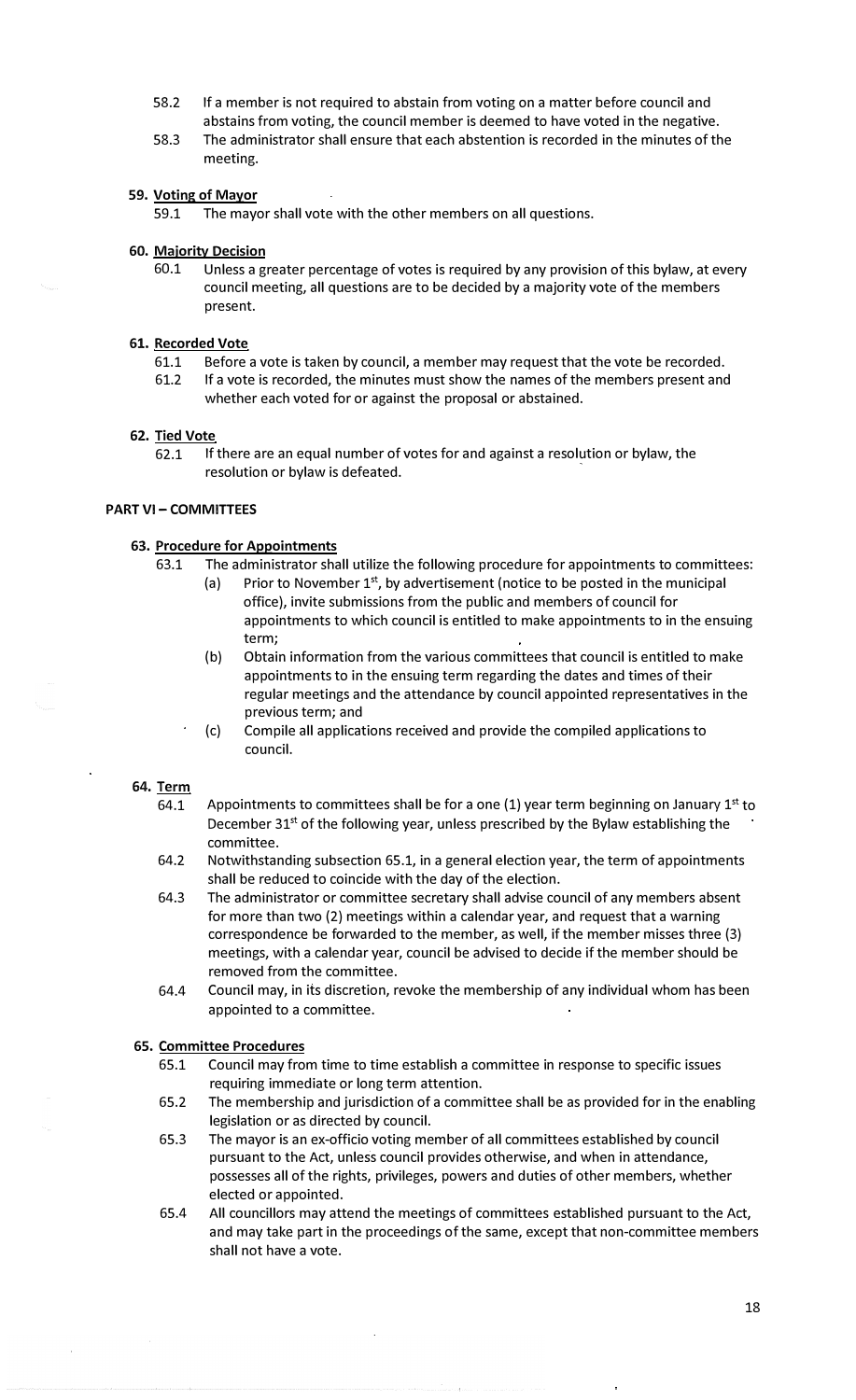58.2 If a member is not required to abstain from voting on a matter before council and abstains from voting, the council member is deemed to have voted in the negative.

58.3 The administrator shall ensure that each abstention is recorded in the minutes of the meeting.

### 59. Voting of Mayor

59.1 The mayor shall vote with the other members on all questions.

### 60. Majority Decision

60.1 Unless a greater percentage of votes is required by any provision of this bylaw, at every council meeting, all questions are to be decided by a majority vote of the members present.

### 61. Recorded Vote

61.1 Before a vote is taken by council, a member may request that the vote be recorded.

61.2 If a vote is recorded, the minutes must show the names of the members present and whether each voted for or against the proposal or abstained.

### 62. Tied Vote

62.1 If there are an equal number of votes for and against a resolution or bylaw, the resolution or bylaw is defeated.

## PART VI – COMMITTEES

### 63. Procedure for Appointments

63.1 The administrator shall utilize the following procedure for appointments to committees:

- (a) Prior to November 1st, by advertisement (notice to be posted in the municipal office), invite submissions from the public and members of council for appointments to which council is entitled to make appointments to in the ensuing term;
- (b) Obtain information from the various committees that council is entitled to make appointments to in the ensuing term regarding the dates and times of their regular meetings and the attendance by council appointed representatives in the previous term; and
- (c) Compile all applications received and provide the compiled applications to council.

### 64. Term

64.1 Appointments to committees shall be for a one (1) year term beginning on January 1st to December 31st of the following year, unless prescribed by the Bylaw establishing the committee.

64.2 Notwithstanding subsection 65.1, in a general election year, the term of appointments shall be reduced to coincide with the day of the election.

64.3 The administrator or committee secretary shall advise council of any members absent for more than two (2) meetings within a calendar year, and request that a warning correspondence be forwarded to the member, as well, if the member misses three (3) meetings, with a calendar year, council be advised to decide if the member should be removed from the committee.

64.4 Council may, in its discretion, revoke the membership of any individual whom has been appointed to a committee.

### 65. Committee Procedures

65.1 Council may from time to time establish a committee in response to specific issues requiring immediate or long term attention.

65.2 The membership and jurisdiction of a committee shall be as provided for in the enabling legislation or as directed by council.

65.3 The mayor is an ex-officio voting member of all committees established by council pursuant to the Act, unless council provides otherwise, and when in attendance, possesses all of the rights, privileges, powers and duties of other members, whether elected or appointed.

65.4 All councillors may attend the meetings of committees established pursuant to the Act, and may take part in the proceedings of the same, except that non-committee members shall not have a vote.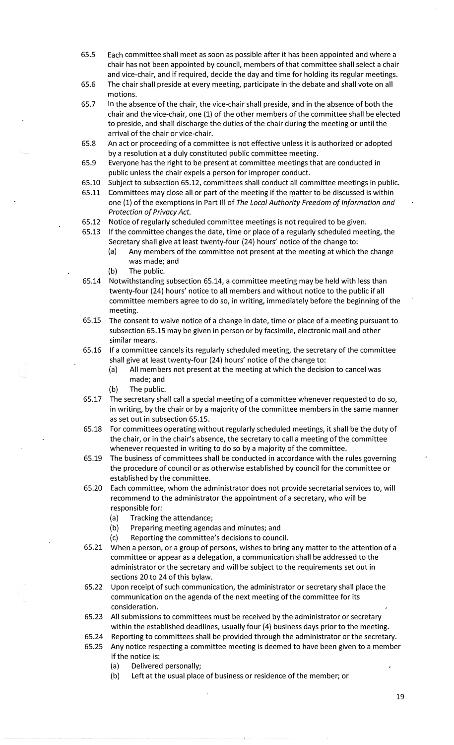65.5 Each committee shall meet as soon as possible after it has been appointed and where a chair has not been appointed by council, members of that committee shall select a chair and vice-chair, and if required, decide the day and time for holding its regular meetings.

65.6 The chair shall preside at every meeting, participate in the debate and shall vote on all motions.

65.7 In the absence of the chair, the vice-chair shall preside, and in the absence of both the chair and the vice-chair, one (1) of the other members of the committee shall be elected to preside, and shall discharge the duties of the chair during the meeting or until the arrival of the chair or vice-chair.

65.8 An act or proceeding of a committee is not effective unless it is authorized or adopted by a resolution at a duly constituted public committee meeting.

65.9 Everyone has the right to be present at committee meetings that are conducted in public unless the chair expels a person for improper conduct.

65.10 Subject to subsection 65.12, committees shall conduct all committee meetings in public.

65.11 Committees may close all or part of the meeting if the matter to be discussed is within one (1) of the exemptions in Part III of *The Local Authority Freedom of Information and Protection of Privacy Act.*

65.12 Notice of regularly scheduled committee meetings is not required to be given.

65.13 If the committee changes the date, time or place of a regularly scheduled meeting, the Secretary shall give at least twenty-four (24) hours' notice of the change to:

- (a) Any members of the committee not present at the meeting at which the change was made; and
- (b) The public.

65.14 Notwithstanding subsection 65.14, a committee meeting may be held with less than twenty-four (24) hours' notice to all members and without notice to the public if all committee members agree to do so, in writing, immediately before the beginning of the meeting.

65.15 The consent to waive notice of a change in date, time or place of a meeting pursuant to subsection 65.15 may be given in person or by facsimile, electronic mail and other similar means.

65.16 If a committee cancels its regularly scheduled meeting, the secretary of the committee shall give at least twenty-four (24) hours' notice of the change to:

- (a) All members not present at the meeting at which the decision to cancel was made; and
- (b) The public.

65.17 The secretary shall call a special meeting of a committee whenever requested to do so, in writing, by the chair or by a majority of the committee members in the same manner as set out in subsection 65.15.

65.18 For committees operating without regularly scheduled meetings, it shall be the duty of the chair, or in the chair's absence, the secretary to call a meeting of the committee whenever requested in writing to do so by a majority of the committee.

65.19 The business of committees shall be conducted in accordance with the rules governing the procedure of council or as otherwise established by council for the committee or established by the committee.

65.20 Each committee, whom the administrator does not provide secretarial services to, will recommend to the administrator the appointment of a secretary, who will be responsible for:

- (a) Tracking the attendance;
- (b) Preparing meeting agendas and minutes; and
- (c) Reporting the committee's decisions to council.

65.21 When a person, or a group of persons, wishes to bring any matter to the attention of a committee or appear as a delegation, a communication shall be addressed to the administrator or the secretary and will be subject to the requirements set out in sections 20 to 24 of this bylaw.

65.22 Upon receipt of such communication, the administrator or secretary shall place the communication on the agenda of the next meeting of the committee for its consideration.

65.23 All submissions to committees must be received by the administrator or secretary within the established deadlines, usually four (4) business days prior to the meeting.

65.24 Reporting to committees shall be provided through the administrator or the secretary.

65.25 Any notice respecting a committee meeting is deemed to have been given to a member if the notice is:

- (a) Delivered personally;
- (b) Left at the usual place of business or residence of the member; or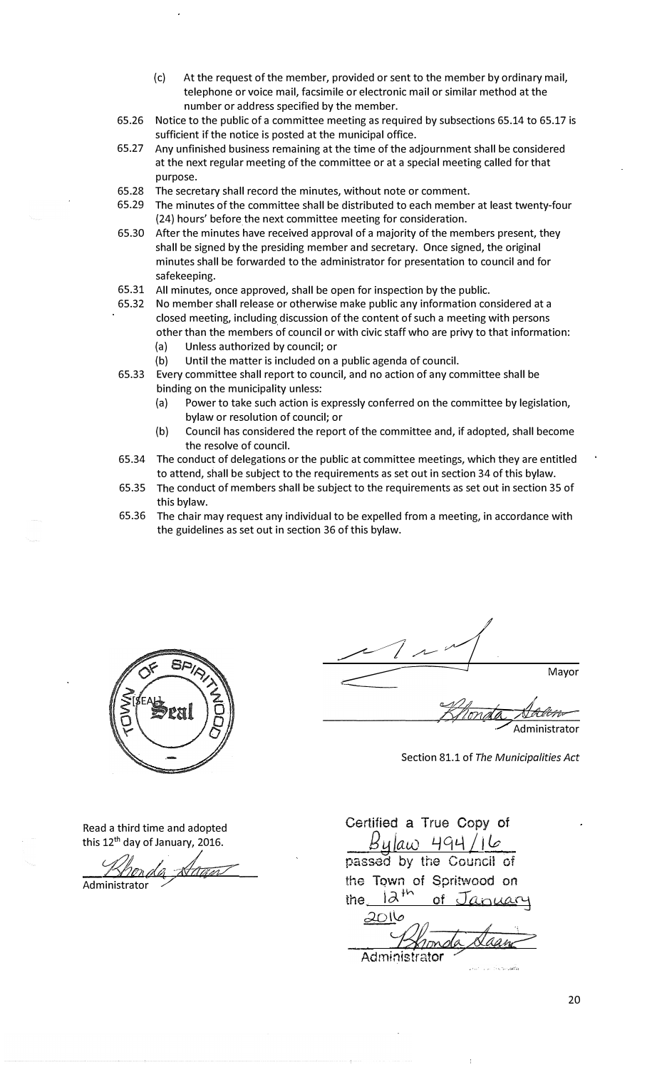(c) At the request of the member, provided or sent to the member by ordinary mail, telephone or voice mail, facsimile or electronic mail or similar method at the number or address specified by the member.

65.26 Notice to the public of a committee meeting as required by subsections 65.14 to 65.17 is sufficient if the notice is posted at the municipal office.

65.27 Any unfinished business remaining at the time of the adjournment shall be considered at the next regular meeting of the committee or at a special meeting called for that purpose.

65.28 The secretary shall record the minutes, without note or comment.

65.29 The minutes of the committee shall be distributed to each member at least twenty-four (24) hours' before the next committee meeting for consideration.

65.30 After the minutes have received approval of a majority of the members present, they shall be signed by the presiding member and secretary. Once signed, the original minutes shall be forwarded to the administrator for presentation to council and for safekeeping.

65.31 All minutes, once approved, shall be open for inspection by the public.

65.32 No member shall release or otherwise make public any information considered at a closed meeting, including discussion of the content of such a meeting with persons other than the members of council or with civic staff who are privy to that information:
- (a) Unless authorized by council; or
- (b) Until the matter is included on a public agenda of council.

65.33 Every committee shall report to council, and no action of any committee shall be binding on the municipality unless:
- (a) Power to take such action is expressly conferred on the committee by legislation, bylaw or resolution of council; or
- (b) Council has considered the report of the committee and, if adopted, shall become the resolve of council.

65.34 The conduct of delegations or the public at committee meetings, which they are entitled to attend, shall be subject to the requirements as set out in section 34 of this bylaw.

65.35 The conduct of members shall be subject to the requirements as set out in section 35 of this bylaw.

65.36 The chair may request any individual to be expelled from a meeting, in accordance with the guidelines as set out in section 36 of this bylaw.

[SEAL] Town of Spiritwood Seal

Mayor

Administrator

Section 81.1 of *The Municipalities Act*

Read a third time and adopted this 12th day of January, 2016.

Administrator

Certified a True Copy of Bylaw 494/16 passed by the Council of the Town of Spritwood on the 12th of January 2016

Administrator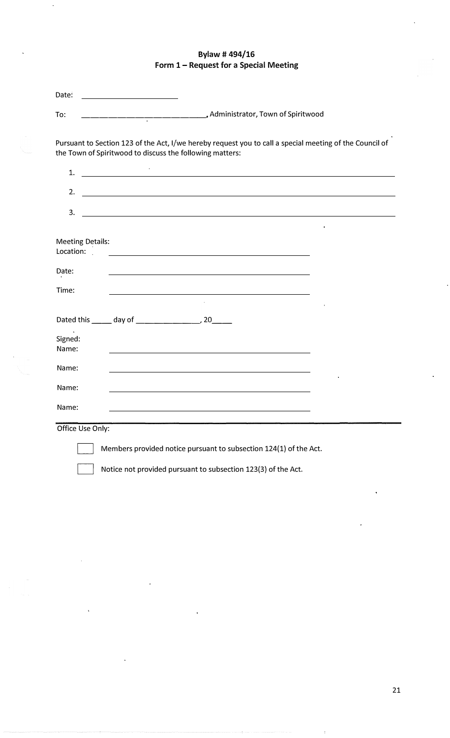**Bylaw # 494/16**
**Form 1 – Request for a Special Meeting**

Date: ______________________

To: ______________________________, Administrator, Town of Spiritwood

Pursuant to Section 123 of the Act, I/we hereby request you to call a special meeting of the Council of the Town of Spiritwood to discuss the following matters:

1. ______________________________________________________________

2. ______________________________________________________________

3. ______________________________________________________________

Meeting Details:

Location: ______________________________________

Date: ______________________________________

Time: ______________________________________

Dated this _____ day of _______________, 20_____

Signed:

Name: ______________________________________

Name: ______________________________________

Name: ______________________________________

Name: ______________________________________

---

Office Use Only:

☐ Members provided notice pursuant to subsection 124(1) of the Act.

☐ Notice not provided pursuant to subsection 123(3) of the Act.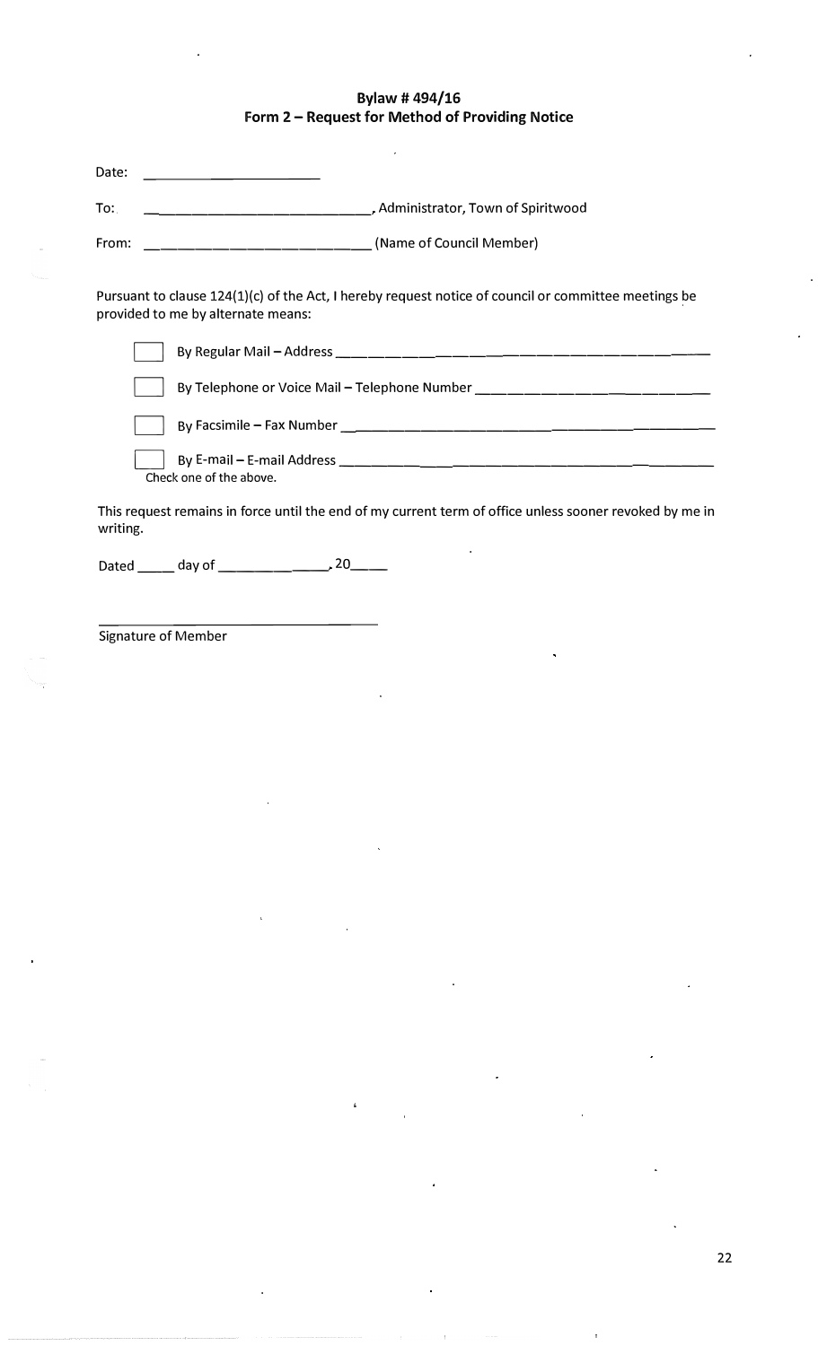**Bylaw # 494/16**
**Form 2 – Request for Method of Providing Notice**

Date: ____________________

To: ____________________________, Administrator, Town of Spiritwood

From: ____________________________ (Name of Council Member)

Pursuant to clause 124(1)(c) of the Act, I hereby request notice of council or committee meetings be provided to me by alternate means:

☐ By Regular Mail – Address ________________________________________

☐ By Telephone or Voice Mail – Telephone Number ______________________________

☐ By Facsimile – Fax Number ________________________________________

☐ By E-mail – E-mail Address ________________________________________

Check one of the above.

This request remains in force until the end of my current term of office unless sooner revoked by me in writing.

Dated _____ day of ______________, 20_____

________________________________
Signature of Member